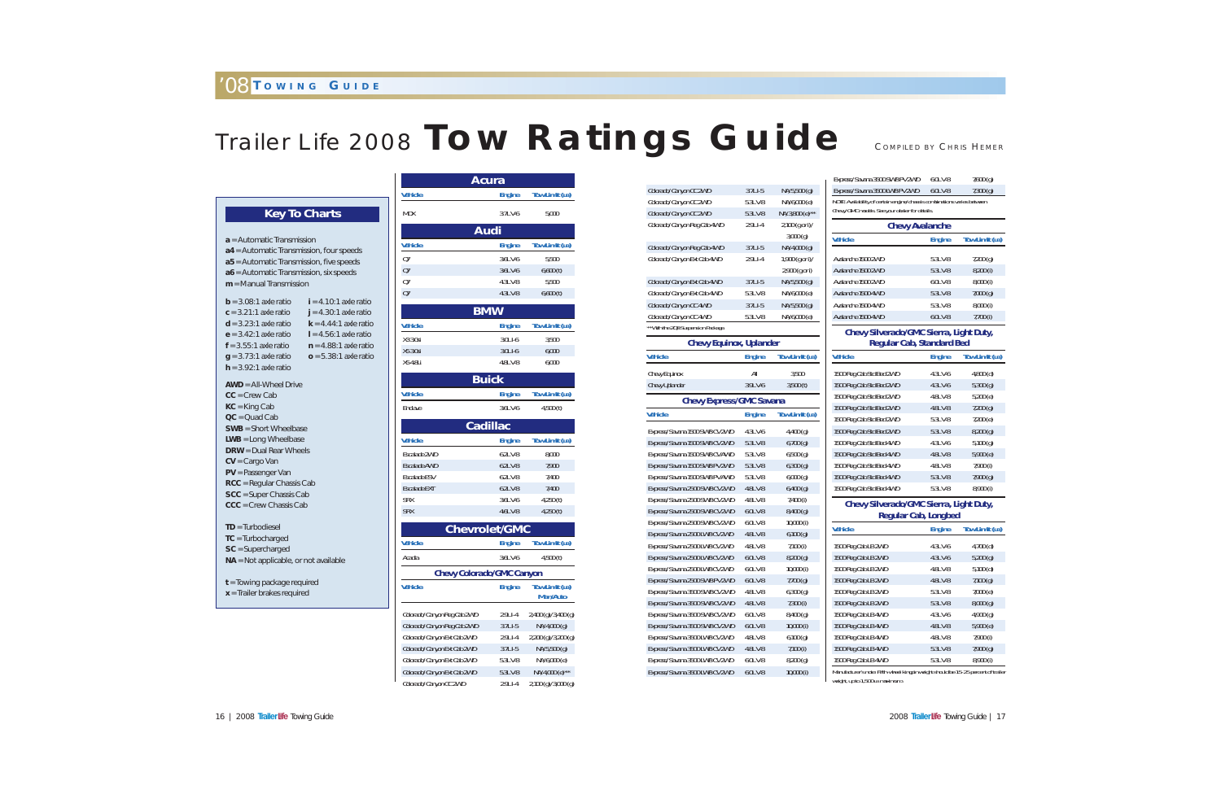# Trailer Life 2008 **Tow Ratings Guide**

COMPILED BY CHRIS HEMER

## Key To Charts

a = Automatic Transmission
a4 = Automatic Transmission, four speeds
a5 = Automatic Transmission, five speeds
a6 = Automatic Transmission, six speeds
m = Manual Transmission

b = 3.08:1 axle ratio
c = 3.21:1 axle ratio
d = 3.23:1 axle ratio
e = 3.42:1 axle ratio
f = 3.55:1 axle ratio
g = 3.73:1 axle ratio
h = 3.92:1 axle ratio
i = 4.10:1 axle ratio
j = 4.30:1 axle ratio
k = 4.44:1 axle ratio
l = 4.56:1 axle ratio
n = 4.88:1 axle ratio
o = 5.38:1 axle ratio

AWD = All-Wheel Drive
CC = Crew Cab
KC = King Cab
QC = Quad Cab
SWB = Short Wheelbase
LWB = Long Wheelbase
DRW = Dual Rear Wheels
CV = Cargo Van
PV = Passenger Van
RCC = Regular Chassis Cab
SCC = Super Chassis Cab
CCC = Crew Chassis Cab

TD = Turbodiesel
TC = Turbocharged
SC = Supercharged
NA = Not applicable, or not available

t = Towing package required
x = Trailer brakes required

## Acura

| Vehicle | Engine | Tow Limit (lbs) |
|---|---|---|
| MDX | 3.7L V6 | 5,000 |

## Audi

| Vehicle | Engine | Tow Limit (lbs) |
|---|---|---|
| Q7 | 3.6L V6 | 5,500 |
| Q7 | 3.6L V6 | 6,600(t) |
| Q7 | 4.2L V8 | 5,500 |
| Q7 | 4.2L V8 | 6,600(t) |

## BMW

| Vehicle | Engine | Tow Limit (lbs) |
|---|---|---|
| X3 3.0si | 3.0L I-6 | 3,500 |
| X5 3.0si | 3.0L I-6 | 6,000 |
| X5 4.8i | 4.8L V8 | 6,000 |

## Buick

| Vehicle | Engine | Tow Limit (lbs) |
|---|---|---|
| Enclave | 3.6L V6 | 4,500(t) |

## Cadillac

| Vehicle | Engine | Tow Limit (lbs) |
|---|---|---|
| Escalade 2WD | 6.2L V8 | 8,000 |
| Escalade AWD | 6.2L V8 | 7,900 |
| Escalade ESV | 6.2L V8 | 7,400 |
| Escalade EXT | 6.2L V8 | 7,400 |
| SRX | 3.6L V6 | 4,250(t) |
| SRX | 4.6L V8 | 4,250(t) |

## Chevrolet/GMC

| Vehicle | Engine | Tow Limit (lbs) |
|---|---|---|
| Acadia | 3.6L V6 | 4,500(t) |

### Chevy Colorado/GMC Canyon

| Vehicle | Engine | Tow Limit (lbs) Man/Auto |
|---|---|---|
| Colorado/Canyon Reg Cab 2WD | 2.9L I-4 | 2,400(g)/3,400(g) |
| Colorado/Canyon Reg Cab 2WD | 3.7L I-5 | NA/4,000(g) |
| Colorado/Canyon Ext Cab 2WD | 2.9L I-4 | 2,200(g)/3,200(g) |
| Colorado/Canyon Ext Cab 2WD | 3.7L I-5 | NA/5,500(g) |
| Colorado/Canyon Ext Cab 2WD | 5.3L V8 | NA/6,000(e) |
| Colorado/Canyon Ext Cab 2WD | 5.3L V8 | NA/4,000(e)** |
| Colorado/Canyon CC 2WD | 2.9L I-4 | 2,100(g)/3,000(g) |
| Colorado/Canyon CC 2WD | 3.7L I-5 | NA/5,500(g) |
| Colorado/Canyon CC 2WD | 5.3L V8 | NA/6,000(e) |
| Colorado/Canyon CC 2WD | 5.3L V8 | NA/3,800(e)** |
| Colorado/Canyon Reg Cab 4WD | 2.9L I-4 | 2,100(g or i)/3,000(g) |
| Colorado/Canyon Reg Cab 4WD | 3.7L I-5 | NA/4,000(g) |
| Colorado/Canyon Ext Cab 4WD | 2.9L I-4 | 1,900(g or i)/2,900(g or i) |
| Colorado/Canyon Ext Cab 4WD | 3.7L I-5 | NA/5,500(g) |
| Colorado/Canyon Ext Cab 4WD | 5.3L V8 | NA/6,000(e) |
| Colorado/Canyon CC 4WD | 3.7L I-5 | NA/5,500(g) |
| Colorado/Canyon CC 4WD | 5.3L V8 | NA/6,000(e) |

**With the ZQ8 Suspension Package.

### Chevy Equinox, Uplander

| Vehicle | Engine | Tow Limit (lbs) |
|---|---|---|
| Chevy Equinox | All | 3,500 |
| Chevy Uplander | 3.9L V6 | 3,500(t) |

### Chevy Express/GMC Savana

| Vehicle | Engine | Tow Limit (lbs) |
|---|---|---|
| Express/Savana 1500 SWB CV 2WD | 4.3L V6 | 4,400(g) |
| Express/Savana 1500 SWB CV 2WD | 5.3L V8 | 6,700(g) |
| Express/Savana 1500 SWB CV AWD | 5.3L V8 | 6,500(g) |
| Express/Savana 1500 SWB PV 2WD | 5.3L V8 | 6,300(g) |
| Express/Savana 1500 SWB PV AWD | 5.3L V8 | 6,000(g) |
| Express/Savana 2500 SWB CV 2WD | 4.8L V8 | 6,400(g) |
| Express/Savana 2500 SWB CV 2WD | 4.8L V8 | 7,400(i) |
| Express/Savana 2500 SWB CV 2WD | 6.0L V8 | 8,400(g) |
| Express/Savana 2500 SWB CV 2WD | 6.0L V8 | 10,000(i) |
| Express/Savana 2500 LWB CV 2WD | 4.8L V8 | 6,100(g) |
| Express/Savana 2500 LWB CV 2WD | 4.8L V8 | 7,100(i) |
| Express/Savana 2500 LWB CV 2WD | 6.0L V8 | 8,200(g) |
| Express/Savana 2500 LWB CV 2WD | 6.0L V8 | 10,000(i) |
| Express/Savana 2500 SWB PV 2WD | 6.0L V8 | 7,700(g) |
| Express/Savana 3500 SWB CV 2WD | 4.8L V8 | 6,300(g) |
| Express/Savana 3500 SWB CV 2WD | 4.8L V8 | 7,300(i) |
| Express/Savana 3500 SWB CV 2WD | 6.0L V8 | 8,400(g) |
| Express/Savana 3500 SWB CV 2WD | 6.0L V8 | 10,000(i) |
| Express/Savana 3500 LWB CV 2WD | 4.8L V8 | 6,100(g) |
| Express/Savana 3500 LWB CV 2WD | 4.8L V8 | 7,100(i) |
| Express/Savana 3500 LWB CV 2WD | 6.0L V8 | 8,200(g) |
| Express/Savana 3500 LWB CV 2WD | 6.0L V8 | 10,000(i) |
| Express/Savana 3500 SWB PV 2WD | 6.0L V8 | 7,600(g) |
| Express/Savana 3500 LWB PV 2WD | 6.0L V8 | 7,300(g) |

NOTE: Availability of certain engine/chassis combinations varies between Chevy/GMC models. See your dealer for details.

### Chevy Avalanche

| Vehicle | Engine | Tow Limit (lbs) |
|---|---|---|
| Avalanche 1500 2WD | 5.3L V8 | 7,200(g) |
| Avalanche 1500 2WD | 5.3L V8 | 8,200(i) |
| Avalanche 1500 2WD | 6.0L V8 | 8,000(i) |
| Avalanche 1500 4WD | 5.3L V8 | 7,000(g) |
| Avalanche 1500 4WD | 5.3L V8 | 8,000(i) |
| Avalanche 1500 4WD | 6.0L V8 | 7,700(i) |

### Chevy Silverado/GMC Sierra, Light Duty, Regular Cab, Standard Bed

| Vehicle | Engine | Tow Limit (lbs) |
|---|---|---|
| 1500 Reg Cab Std Bed 2WD | 4.3L V6 | 4,800(d) |
| 1500 Reg Cab Std Bed 2WD | 4.3L V6 | 5,300(g) |
| 1500 Reg Cab Std Bed 2WD | 4.8L V8 | 5,200(e) |
| 1500 Reg Cab Std Bed 2WD | 4.8L V8 | 7,200(g) |
| 1500 Reg Cab Std Bed 2WD | 5.3L V8 | 7,200(e) |
| 1500 Reg Cab Std Bed 2WD | 5.3L V8 | 8,200(g) |
| 1500 Reg Cab Std Bed 4WD | 4.3L V6 | 5,100(g) |
| 1500 Reg Cab Std Bed 4WD | 4.8L V8 | 5,900(e) |
| 1500 Reg Cab Std Bed 4WD | 4.8L V8 | 7,900(i) |
| 1500 Reg Cab Std Bed 4WD | 5.3L V8 | 7,900(g) |
| 1500 Reg Cab Std Bed 4WD | 5.3L V8 | 8,900(i) |

### Chevy Silverado/GMC Sierra, Light Duty, Regular Cab, Longbed

| Vehicle | Engine | Tow Limit (lbs) |
|---|---|---|
| 1500 Reg Cab LB 2WD | 4.3L V6 | 4,700(d) |
| 1500 Reg Cab LB 2WD | 4.3L V6 | 5,200(g) |
| 1500 Reg Cab LB 2WD | 4.8L V8 | 5,100(e) |
| 1500 Reg Cab LB 2WD | 4.8L V8 | 7,100(g) |
| 1500 Reg Cab LB 2WD | 5.3L V8 | 7,100(e) |
| 1500 Reg Cab LB 2WD | 5.3L V8 | 8,100(g) |
| 1500 Reg Cab LB 4WD | 4.3L V6 | 4,900(g) |
| 1500 Reg Cab LB 4WD | 4.8L V8 | 5,900(e) |
| 1500 Reg Cab LB 4WD | 4.8L V8 | 7,900(i) |
| 1500 Reg Cab LB 4WD | 5.3L V8 | 7,900(g) |
| 1500 Reg Cab LB 4WD | 5.3L V8 | 8,900(i) |

Manufacturer's note: Fifth-wheel kingpin weight should be 15–25 percent of trailer weight, up to 1,500 lbs maximum.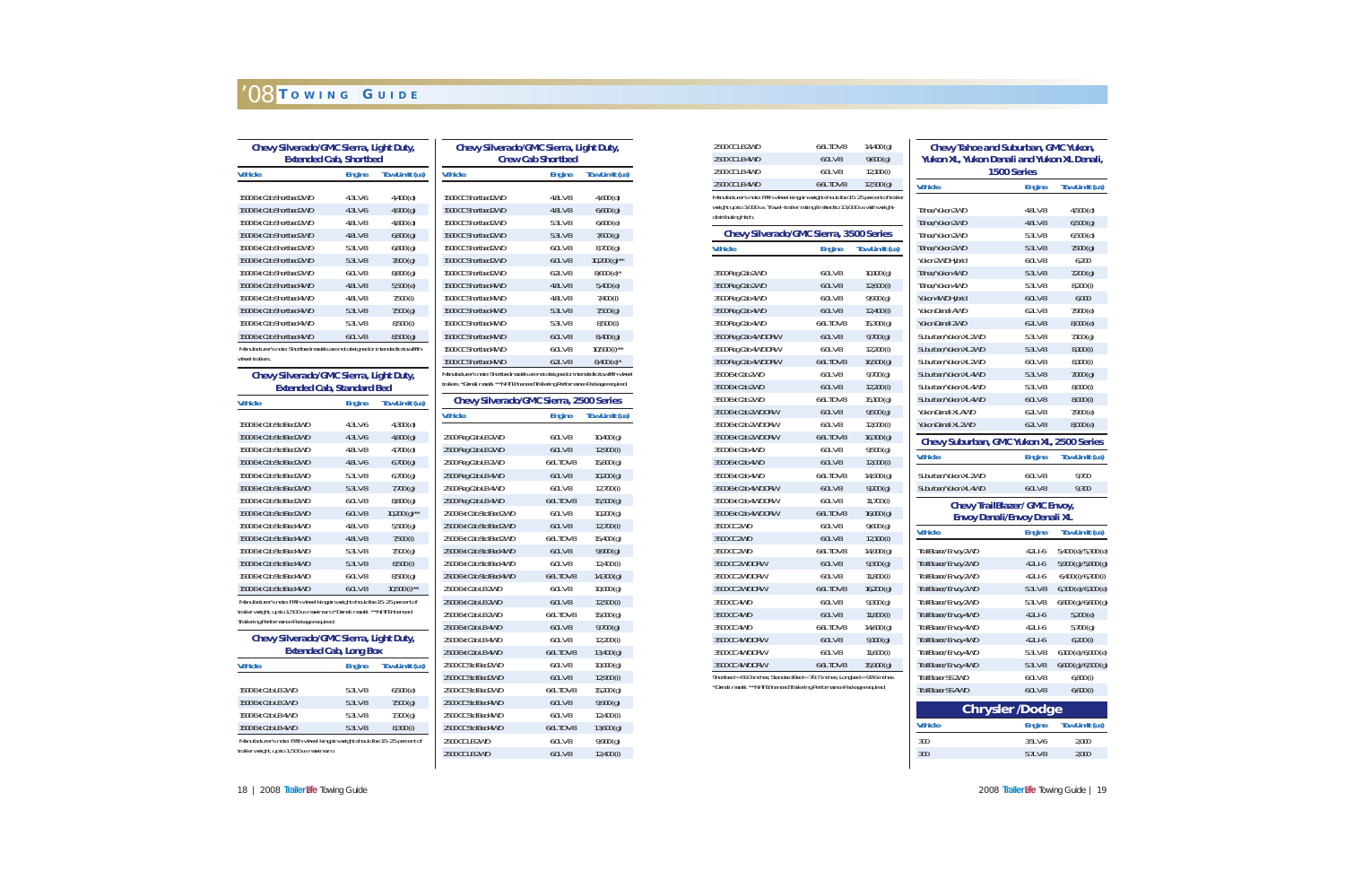# '08 Towing Guide

## Chevy Silverado/GMC Sierra, Light Duty, Extended Cab, Shortbed

| Vehicle | Engine | Tow Limit (lbs) |
|---|---|---|
| 1500 Ext Cab Shortbed 2WD | 4.3L V6 | 4,400 (a) |
| 1500 Ext Cab Shortbed 2WD | 4.3L V6 | 4,900 (g) |
| 1500 Ext Cab Shortbed 2WD | 4.8L V8 | 4,800 (a) |
| 1500 Ext Cab Shortbed 2WD | 4.8L V8 | 6,800 (g) |
| 1500 Ext Cab Shortbed 2WD | 5.3L V8 | 6,800 (g) |
| 1500 Ext Cab Shortbed 2WD | 5.3L V8 | 7,800 (g) |
| 1500 Ext Cab Shortbed 2WD | 6.0L V8 | 8,800 (g) |
| 1500 Ext Cab Shortbed 4WD | 4.8L V8 | 5,500 (a) |
| 1500 Ext Cab Shortbed 4WD | 4.8L V8 | 7,500 (i) |
| 1500 Ext Cab Shortbed 4WD | 5.3L V8 | 7,500 (g) |
| 1500 Ext Cab Shortbed 4WD | 5.3L V8 | 8,500 (i) |
| 1500 Ext Cab Shortbed 4WD | 6.0L V8 | 8,500 (g) |

Manufacturer's note: Shortbed models are not designed or intended to tow fifth-wheel trailers.

## Chevy Silverado/GMC Sierra, Light Duty, Extended Cab, Standard Bed

| Vehicle | Engine | Tow Limit (lbs) |
|---|---|---|
| 1500 Ext Cab Std Bed 2WD | 4.3L V6 | 4,300 (a) |
| 1500 Ext Cab Std Bed 2WD | 4.3L V6 | 4,800 (g) |
| 1500 Ext Cab Std Bed 2WD | 4.8L V8 | 4,700 (a) |
| 1500 Ext Cab Std Bed 2WD | 4.8L V6 | 6,700 (g) |
| 1500 Ext Cab Std Bed 2WD | 5.3L V8 | 6,700 (g) |
| 1500 Ext Cab Std Bed 2WD | 5.3L V8 | 7,700 (g) |
| 1500 Ext Cab Std Bed 2WD | 6.0L V8 | 8,800 (g) |
| 1500 Ext Cab Std Bed 2WD | 6.0L V8 | 10,200 (g)** |
| 1500 Ext Cab Std Bed 4WD | 4.8L V8 | 5,500 (g) |
| 1500 Ext Cab Std Bed 4WD | 4.8L V8 | 7,500 (i) |
| 1500 Ext Cab Std Bed 4WD | 5.3L V8 | 7,500 (g) |
| 1500 Ext Cab Std Bed 4WD | 5.3L V8 | 8,500 (i) |
| 1500 Ext Cab Std Bed 4WD | 6.0L V8 | 8,500 (g) |
| 1500 Ext Cab Std Bed 4WD | 6.0L V8 | 10,500 (i)** |

Manufacturer's note: Fifth-wheel kingpin weight should be 15-25 percent of trailer weight, up to 1,500 lbs maximum. *Denali model. **NHT Enhanced Trailering Performance Package required.

## Chevy Silverado/GMC Sierra, Light Duty, Extended Cab, Long Box

| Vehicle | Engine | Tow Limit (lbs) |
|---|---|---|
| 1500 Ext Cab LB 2WD | 5.3L V8 | 6,500 (a) |
| 1500 Ext Cab LB 2WD | 5.3L V8 | 7,500 (g) |
| 1500 Ext Cab LB 4WD | 5.3L V8 | 7,300 (g) |
| 1500 Ext Cab LB 4WD | 5.3L V8 | 8,300 (i) |

Manufacturer's note: Fifth-wheel kingpin weight should be 15-25 percent of trailer weight, up to 1,500 lbs maximum.

## Chevy Silverado/GMC Sierra, Light Duty, Crew Cab Shortbed

| Vehicle | Engine | Tow Limit (lbs) |
|---|---|---|
| 1500 CC Shortbed 2WD | 4.8L V8 | 4,600 (a) |
| 1500 CC Shortbed 2WD | 4.8L V8 | 6,600 (g) |
| 1500 CC Shortbed 2WD | 5.3L V8 | 6,600 (a) |
| 1500 CC Shortbed 2WD | 5.3L V8 | 7,600 (g) |
| 1500 CC Shortbed 2WD | 6.0L V8 | 8,700 (g) |
| 1500 CC Shortbed 2WD | 6.0L V8 | 10,200 (g)** |
| 1500 CC Shortbed 2WD | 6.2L V8 | 8,600 (a)* |
| 1500 CC Shortbed 4WD | 4.8L V8 | 5,400 (a) |
| 1500 CC Shortbed 4WD | 4.8L V8 | 7,400 (i) |
| 1500 CC Shortbed 4WD | 5.3L V8 | 7,500 (g) |
| 1500 CC Shortbed 4WD | 5.3L V8 | 8,500 (i) |
| 1500 CC Shortbed 4WD | 6.0L V8 | 8,400 (g) |
| 1500 CC Shortbed 4WD | 6.0L V8 | 10,500 (i)** |
| 1500 CC Shortbed 4WD | 6.2L V8 | 8,400 (a)* |

Manufacturer's note: Shortbed models are not designed or intended to tow fifth-wheel trailers. *Denali model. **NHT Enhanced Trailering Performance Package required.

## Chevy Silverado/GMC Sierra, 2500 Series

| Vehicle | Engine | Tow Limit (lbs) |
|---|---|---|
| 2500 Reg Cab LB 2WD | 6.0L V8 | 10,400 (g) |
| 2500 Reg Cab LB 2WD | 6.0L V8 | 12,900 (i) |
| 2500 Reg Cab LB 2WD | 6.6L TDV8 | 15,800 (g) |
| 2500 Reg Cab LB 4WD | 6.0L V8 | 10,200 (g) |
| 2500 Reg Cab LB 4WD | 6.0L V8 | 12,700 (i) |
| 2500 Reg Cab LB 4WD | 6.6L TDV8 | 15,500 (g) |
| 2500 Ext Cab Std Bed 2WD | 6.0L V8 | 10,200 (g) |
| 2500 Ext Cab Std Bed 2WD | 6.0L V8 | 12,700 (i) |
| 2500 Ext Cab Std Bed 2WD | 6.6L TDV8 | 15,400 (g) |
| 2500 Ext Cab Std Bed 4WD | 6.0L V8 | 9,900 (g) |
| 2500 Ext Cab Std Bed 4WD | 6.0L V8 | 12,400 (i) |
| 2500 Ext Cab Std Bed 4WD | 6.6L TDV8 | 14,300 (g) |
| 2500 Ext Cab LB 2WD | 6.0L V8 | 10,000 (g) |
| 2500 Ext Cab LB 2WD | 6.0L V8 | 12,500 (i) |
| 2500 Ext Cab LB 2WD | 6.6L TDV8 | 15,000 (g) |
| 2500 Ext Cab LB 4WD | 6.0L V8 | 9,700 (g) |
| 2500 Ext Cab LB 4WD | 6.0L V8 | 12,200 (i) |
| 2500 Ext Cab LB 4WD | 6.6L TDV8 | 13,400 (g) |
| 2500 CC Std Bed 2WD | 6.0L V8 | 10,000 (g) |
| 2500 CC Std Bed 2WD | 6.0L V8 | 12,500 (i) |
| 2500 CC Std Bed 2WD | 6.6L TDV8 | 15,200 (g) |
| 2500 CC Std Bed 4WD | 6.0L V8 | 9,900 (g) |
| 2500 CC Std Bed 4WD | 6.0L V8 | 12,400 (i) |
| 2500 CC Std Bed 4WD | 6.6L TDV8 | 13,600 (g) |
| 2500 CC LB 2WD | 6.0L V8 | 9,900 (g) |
| 2500 CC LB 2WD | 6.0L V8 | 12,400 (i) |
| 2500 CC LB 2WD | 6.6L TDV8 | 14,400 (g) |
| 2500 CC LB 4WD | 6.0L V8 | 9,600 (g) |
| 2500 CC LB 4WD | 6.0L V8 | 12,100 (i) |
| 2500 CC LB 4WD | 6.6L TDV8 | 12,500 (g) |

Manufacturer's note: Fifth-wheel kingpin weight should be 15-25 percent of trailer weight, up to 3,000 lbs. "Travel-trailer rating limited to 10,000 lbs with weight-distributing hitch.

## Chevy Silverado/GMC Sierra, 3500 Series

| Vehicle | Engine | Tow Limit (lbs) |
|---|---|---|
| 3500 Reg Cab 2WD | 6.0L V8 | 10,100 (g) |
| 3500 Reg Cab 2WD | 6.0L V8 | 12,600 (i) |
| 3500 Reg Cab 4WD | 6.0L V8 | 9,900 (g) |
| 3500 Reg Cab 4WD | 6.0L V8 | 12,400 (i) |
| 3500 Reg Cab 4WD | 6.6L TDV8 | 15,300 (g) |
| 3500 Reg Cab 4WD DRW | 6.0L V8 | 9,700 (g) |
| 3500 Reg Cab 4WD DRW | 6.0L V8 | 12,200 (i) |
| 3500 Reg Cab 4WD DRW | 6.6L TDV8 | 16,500 (g) |
| 3500 Ext Cab 2WD | 6.0L V8 | 9,700 (g) |
| 3500 Ext Cab 2WD | 6.0L V8 | 12,200 (i) |
| 3500 Ext Cab 2WD | 6.6L TDV8 | 15,100 (g) |
| 3500 Ext Cab 2WD DRW | 6.0L V8 | 9,500 (g) |
| 3500 Ext Cab 2WD DRW | 6.0L V8 | 12,000 (i) |
| 3500 Ext Cab 2WD DRW | 6.6L TDV8 | 16,300 (g) |
| 3500 Ext Cab 4WD | 6.0L V8 | 9,500 (g) |
| 3500 Ext Cab 4WD | 6.0L V8 | 12,000 (i) |
| 3500 Ext Cab 4WD | 6.6L TDV8 | 14,900 (g) |
| 3500 Ext Cab 4WD DRW | 6.0L V8 | 9,200 (g) |
| 3500 Ext Cab 4WD DRW | 6.0L V8 | 11,700 (i) |
| 3500 Ext Cab 4WD DRW | 6.6L TDV8 | 16,000 (g) |
| 3500 CC 2WD | 6.0L V8 | 9,600 (g) |
| 3500 CC 2WD | 6.0L V8 | 12,100 (i) |
| 3500 CC 2WD | 6.6L TDV8 | 14,900 (g) |
| 3500 CC 2WD DRW | 6.0L V8 | 9,300 (g) |
| 3500 CC 2WD DRW | 6.0L V8 | 11,800 (i) |
| 3500 CC 2WD DRW | 6.6L TDV8 | 16,200 (g) |
| 3500 CC 4WD | 6.0L V8 | 9,300 (g) |
| 3500 CC 4WD | 6.0L V8 | 11,800 (i) |
| 3500 CC 4WD | 6.6L TDV8 | 14,600 (g) |
| 3500 CC 4WD DRW | 6.0L V8 | 9,100 (g) |
| 3500 CC 4WD DRW | 6.0L V8 | 11,600 (i) |
| 3500 CC 4WD DRW | 6.6L TDV8 | 15,900 (g) |

Shortbed = 69.3 inches; Standard Bed = 78.7 inches; Longbed = 97.6 inches. *Denali model. **NHT Enhanced Trailering Performance Package required.

## Chevy Tahoe and Suburban, GMC Yukon, Yukon XL, Yukon Denali and Yukon XL Denali, 1500 Series

| Vehicle | Engine | Tow Limit (lbs) |
|---|---|---|
| Tahoe/Yukon 2WD | 4.8L V8 | 4,500 (a) |
| Tahoe/Yukon 2WD | 4.8L V8 | 6,500 (g) |
| Tahoe/Yukon 2WD | 5.3L V8 | 6,500 (a) |
| Tahoe/Yukon 2WD | 5.3L V8 | 7,500 (g) |
| Yukon 2WD Hybrid | 6.0L V8 | 6,200 |
| Tahoe/Yukon 4WD | 5.3L V8 | 7,200 (g) |
| Tahoe/Yukon 4WD | 5.3L V8 | 8,200 (i) |
| Yukon 4WD Hybrid | 6.0L V8 | 6,000 |
| Yukon Denali AWD | 6.2L V8 | 7,900 (a) |
| Yukon Denali 2WD | 6.2L V8 | 8,000 (a) |
| Suburban/Yukon XL 2WD | 5.3L V8 | 7,100 (g) |
| Suburban/Yukon XL 2WD | 5.3L V8 | 8,100 (i) |
| Suburban/Yukon XL 2WD | 6.0L V8 | 8,100 (i) |
| Suburban/Yukon XL 4WD | 5.3L V8 | 7,000 (g) |
| Suburban/Yukon XL 4WD | 5.3L V8 | 8,000 (i) |
| Suburban/Yukon XL 4WD | 6.0L V8 | 8,000 (i) |
| Yukon Denali XL AWD | 6.2L V8 | 7,900 (a) |
| Yukon Denali XL 2WD | 6.2L V8 | 8,000 (a) |

## Chevy Suburban, GMC Yukon XL, 2500 Series

| Vehicle | Engine | Tow Limit (lbs) |
|---|---|---|
| Suburban/Yukon XL 2WD | 6.0L V8 | 9,700 |
| Suburban/Yukon XL 4WD | 6.0L V8 | 9,300 |

## Chevy TrailBlazer/GMC Envoy, Envoy Denali/Envoy Denali XL

| Vehicle | Engine | Tow Limit (lbs) |
|---|---|---|
| TrailBlazer/Envoy 2WD | 4.2L I-6 | 5,400 (a)/5,300 (a) |
| TrailBlazer/Envoy 2WD | 4.2L I-6 | 5,900 (g)/5,800 (g) |
| TrailBlazer/Envoy 2WD | 4.2L I-6 | 6,400 (i)/6,300 (i) |
| TrailBlazer/Envoy 2WD | 5.3L V8 | 6,300 (a)/6,300 (a) |
| TrailBlazer/Envoy 2WD | 5.3L V8 | 6,800 (g)/6,600 (g) |
| TrailBlazer/Envoy 4WD | 4.2L I-6 | 5,200 (a) |
| TrailBlazer/Envoy 4WD | 4.2L I-6 | 5,700 (g) |
| TrailBlazer/Envoy 4WD | 4.2L I-6 | 6,200 (i) |
| TrailBlazer/Envoy 4WD | 5.3L V8 | 6,100 (a)/6,000 (a) |
| TrailBlazer/Envoy 4WD | 5.3L V8 | 6,600 (g)/6,500 (g) |
| TrailBlazer SS 2WD | 6.0L V8 | 6,800 (i) |
| TrailBlazer SS AWD | 6.0L V8 | 6,600 (i) |

## Chrysler/Dodge

| Vehicle | Engine | Tow Limit (lbs) |
|---|---|---|
| 300 | 3.5L V6 | 2,000 |
| 300 | 5.7L V8 | 2,000 |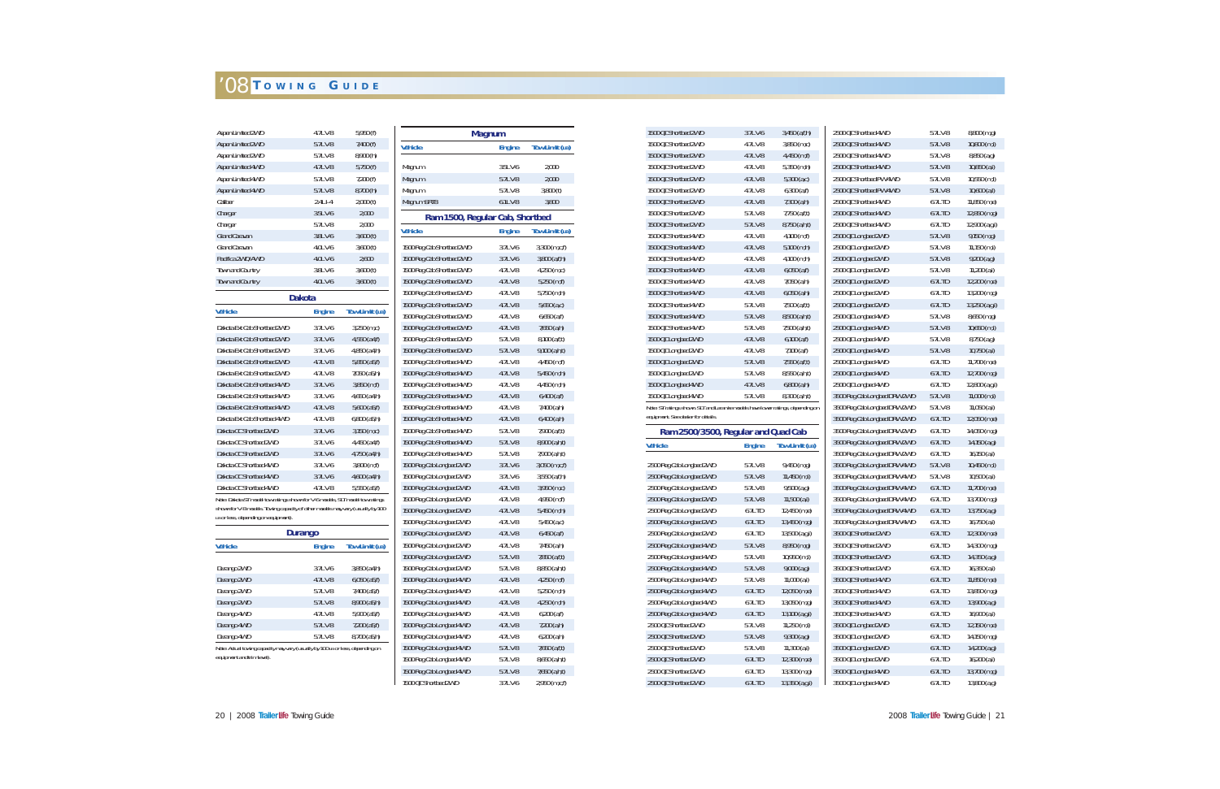# '08 Towing Guide

| Vehicle | Engine | Tow Limit (lbs) |
|---|---|---|
| Aspen Limited 2WD | 4.7L V8 | 5,950 (f) |
| Aspen Limited 2WD | 5.7L V8 | 7,400 (f) |
| Aspen Limited 2WD | 5.7L V8 | 8,900 (h) |
| Aspen Limited 4WD | 4.7L V8 | 5,750 (f) |
| Aspen Limited 4WD | 5.7L V8 | 7,200 (f) |
| Aspen Limited 4WD | 5.7L V8 | 8,700 (h) |
| Caliber | 2.4L I-4 | 2,000 (f) |
| Charger | 3.5L V6 | 2,000 |
| Charger | 5.7L V8 | 2,000 |
| Grand Caravan | 3.8L V6 | 3,600 (f) |
| Grand Caravan | 4.0L V6 | 3,600 (f) |
| Pacifica 2WD/AWD | 4.0L V6 | 2,600 |
| Town and Country | 3.8L V6 | 3,600 (f) |
| Town and Country | 4.0L V6 | 3,600 (f) |

## Dakota

| Vehicle | Engine | Tow Limit (lbs) |
|---|---|---|
| Dakota Ext Cab Shortbed 2WD | 3.7L V6 | 3,250 (m,c) |
| Dakota Ext Cab Shortbed 2WD | 3.7L V6 | 4,550 (a,e,f) |
| Dakota Ext Cab Shortbed 2WD | 3.7L V6 | 4,850 (a,e,h) |
| Dakota Ext Cab Shortbed 2WD | 4.7L V8 | 5,850 (a,f) |
| Dakota Ext Cab Shortbed 2WD | 4.7L V8 | 7,050 (a,f,h) |
| Dakota Ext Cab Shortbed 4WD | 3.7L V6 | 3,850 (m,f) |
| Dakota Ext Cab Shortbed 4WD | 3.7L V6 | 4,650 (a,e,h) |
| Dakota Ext Cab Shortbed 4WD | 4.7L V8 | 5,600 (a,f) |
| Dakota Ext Cab Shortbed 4WD | 4.7L V8 | 6,800 (a,f,h) |
| Dakota CC Shortbed 2WD | 3.7L V6 | 3,350 (m,c) |
| Dakota CC Shortbed 2WD | 3.7L V6 | 4,450 (a,e,f) |
| Dakota CC Shortbed 2WD | 3.7L V6 | 4,750 (a,e,h) |
| Dakota CC Shortbed 4WD | 3.7L V6 | 3,800 (m,f) |
| Dakota CC Shortbed 4WD | 3.7L V6 | 4,600 (a,e,h) |
| Dakota CC Shortbed 4WD | 4.7L V8 | 5,550 (a,f) |

Note: Dakota ST model towing ratings shown for V-6 models, SLT model towing ratings shown for V-8 models. Towing capacity of other models may vary (usually by 300 lbs or less, depending on equipment).

## Durango

| Vehicle | Engine | Tow Limit (lbs) |
|---|---|---|
| Durango 2WD | 3.7L V6 | 3,850 (a,e,h) |
| Durango 2WD | 4.7L V8 | 6,050 (a,f) |
| Durango 2WD | 5.7L V8 | 7,400 (a,f) |
| Durango 2WD | 5.7L V8 | 8,900 (a,f,h) |
| Durango 4WD | 4.7L V8 | 5,900 (a,f) |
| Durango 4WD | 5.7L V8 | 7,200 (a,f) |
| Durango 4WD | 5.7L V8 | 8,700 (a,f,h) |

Note: Actual towing capacity may vary (usually by 100 lbs or less, depending on equipment and trim level).

## Magnum

| Vehicle | Engine | Tow Limit (lbs) |
|---|---|---|
| Magnum | 3.5L V6 | 2,000 |
| Magnum | 5.7L V8 | 2,000 |
| Magnum | 5.7L V8 | 3,800 (t) |
| Magnum SRT8 | 6.1L V8 | 3,800 |

## Ram 1500, Regular Cab, Shortbed

| Vehicle | Engine | Tow Limit (lbs) |
|---|---|---|
| 1500 Reg Cab Shortbed 2WD | 3.7L V6 | 3,300 (m,c,f) |
| 1500 Reg Cab Shortbed 2WD | 3.7L V6 | 3,800 (a,f,h) |
| 1500 Reg Cab Shortbed 2WD | 4.7L V8 | 4,250 (m,c) |
| 1500 Reg Cab Shortbed 2WD | 4.7L V8 | 5,250 (m,f) |
| 1500 Reg Cab Shortbed 2WD | 4.7L V8 | 5,750 (m,h) |
| 1500 Reg Cab Shortbed 2WD | 4.7L V8 | 5,650 (a,c) |
| 1500 Reg Cab Shortbed 2WD | 4.7L V8 | 6,650 (a,f) |
| 1500 Reg Cab Shortbed 2WD | 4.7L V8 | 7,650 (a,h) |
| 1500 Reg Cab Shortbed 2WD | 5.7L V8 | 8,100 (a,f,t) |
| 1500 Reg Cab Shortbed 2WD | 5.7L V8 | 9,100 (a,h,t) |
| 1500 Reg Cab Shortbed 4WD | 4.7L V8 | 4,450 (m,f) |
| 1500 Reg Cab Shortbed 4WD | 4.7L V8 | 5,450 (m,h) |
| 1500 Reg Cab Shortbed 4WD | 4.7L V8 | 4,450 (m,h) |
| 1500 Reg Cab Shortbed 4WD | 4.7L V8 | 6,400 (a,f) |
| 1500 Reg Cab Shortbed 4WD | 4.7L V8 | 7,400 (a,h) |
| 1500 Reg Cab Shortbed 4WD | 4.7L V8 | 6,400 (a,h) |
| 1500 Reg Cab Shortbed 4WD | 5.7L V8 | 7,900 (a,f,t) |
| 1500 Reg Cab Shortbed 4WD | 5.7L V8 | 8,900 (a,h,t) |
| 1500 Reg Cab Shortbed 4WD | 5.7L V8 | 7,900 (a,h,t) |
| 1500 Reg Cab Longbed 2WD | 3.7L V6 | 3,050 (m,c,f) |
| 1500 Reg Cab Longbed 2WD | 3.7L V6 | 3,550 (a,f,h) |
| 1500 Reg Cab Longbed 2WD | 4.7L V8 | 3,950 (m,c) |
| 1500 Reg Cab Longbed 2WD | 4.7L V8 | 4,950 (m,f) |
| 1500 Reg Cab Longbed 2WD | 4.7L V8 | 5,450 (m,h) |
| 1500 Reg Cab Longbed 2WD | 4.7L V8 | 5,450 (a,c) |
| 1500 Reg Cab Longbed 2WD | 4.7L V8 | 6,450 (a,f) |
| 1500 Reg Cab Longbed 2WD | 4.7L V8 | 7,450 (a,h) |
| 1500 Reg Cab Longbed 2WD | 5.7L V8 | 7,850 (a,f,t) |
| 1500 Reg Cab Longbed 2WD | 5.7L V8 | 8,850 (a,h,t) |
| 1500 Reg Cab Longbed 4WD | 4.7L V8 | 4,250 (m,f) |
| 1500 Reg Cab Longbed 4WD | 4.7L V8 | 5,250 (m,h) |
| 1500 Reg Cab Longbed 4WD | 4.7L V8 | 4,250 (m,h) |
| 1500 Reg Cab Longbed 4WD | 4.7L V8 | 6,200 (a,f) |
| 1500 Reg Cab Longbed 4WD | 4.7L V8 | 7,200 (a,h) |
| 1500 Reg Cab Longbed 4WD | 4.7L V8 | 6,200 (a,h) |
| 1500 Reg Cab Longbed 4WD | 5.7L V8 | 7,650 (a,f,t) |
| 1500 Reg Cab Longbed 4WD | 5.7L V8 | 8,650 (a,h,t) |
| 1500 Reg Cab Longbed 4WD | 5.7L V8 | 7,650 (a,h,t) |
| 1500 QC Shortbed 2WD | 3.7L V6 | 2,950 (m,c,f) |
| 1500 QC Shortbed 2WD | 3.7L V6 | 3,450 (a,f,h) |
| 1500 QC Shortbed 2WD | 4.7L V8 | 3,850 (m,c) |
| 1500 QC Shortbed 2WD | 4.7L V8 | 4,450 (m,f) |
| 1500 QC Shortbed 2WD | 4.7L V8 | 5,350 (m,h) |
| 1500 QC Shortbed 2WD | 4.7L V8 | 5,300 (a,c) |
| 1500 QC Shortbed 2WD | 4.7L V8 | 6,300 (a,f) |
| 1500 QC Shortbed 2WD | 4.7L V8 | 7,300 (a,h) |
| 1500 QC Shortbed 2WD | 5.7L V8 | 7,750 (a,f,t) |
| 1500 QC Shortbed 2WD | 5.7L V8 | 8,750 (a,h,t) |
| 1500 QC Shortbed 4WD | 4.7L V8 | 4,100 (m,f) |
| 1500 QC Shortbed 4WD | 4.7L V8 | 5,100 (m,h) |
| 1500 QC Shortbed 4WD | 4.7L V8 | 4,100 (m,h) |
| 1500 QC Shortbed 4WD | 4.7L V8 | 6,050 (a,f) |
| 1500 QC Shortbed 4WD | 4.7L V8 | 7,050 (a,h) |
| 1500 QC Shortbed 4WD | 4.7L V8 | 6,050 (a,h) |
| 1500 QC Shortbed 4WD | 5.7L V8 | 7,500 (a,f,t) |
| 1500 QC Shortbed 4WD | 5.7L V8 | 8,500 (a,h,t) |
| 1500 QC Shortbed 4WD | 5.7L V8 | 7,500 (a,h,t) |
| 1500 QC Longbed 2WD | 4.7L V8 | 6,100 (a,f) |
| 1500 QC Longbed 2WD | 4.7L V8 | 7,100 (a,h) |
| 1500 QC Longbed 2WD | 5.7L V8 | 7,550 (a,f,t) |
| 1500 QC Longbed 2WD | 5.7L V8 | 8,550 (a,h,t) |
| 1500 QC Longbed 4WD | 4.7L V8 | 6,800 (a,h) |
| 1500 QC Longbed 4WD | 5.7L V8 | 8,300 (a,h,t) |

Note: ST ratings shown. SLT and Laramie models have lower ratings, depending on equipment. See dealer for details.

## Ram 2500/3500, Regular and Quad Cab

| Vehicle | Engine | Tow Limit (lbs) |
|---|---|---|
| 2500 Reg Cab Longbed 2WD | 5.7L V8 | 9,450 (m,g) |
| 2500 Reg Cab Longbed 2WD | 5.7L V8 | 11,450 (m,i) |
| 2500 Reg Cab Longbed 2WD | 5.7L V8 | 9,500 (a,g) |
| 2500 Reg Cab Longbed 2WD | 5.7L V8 | 11,500 (a,i) |
| 2500 Reg Cab Longbed 2WD | 6.7L TD | 12,450 (m,e) |
| 2500 Reg Cab Longbed 2WD | 6.7L TD | 13,450 (m,g,i) |
| 2500 Reg Cab Longbed 2WD | 6.7L TD | 13,500 (a,g,i) |
| 2500 Reg Cab Longbed 4WD | 5.7L V8 | 8,950 (m,g) |
| 2500 Reg Cab Longbed 4WD | 5.7L V8 | 10,950 (m,i) |
| 2500 Reg Cab Longbed 4WD | 5.7L V8 | 9,000 (a,g) |
| 2500 Reg Cab Longbed 4WD | 5.7L V8 | 11,000 (a,i) |
| 2500 Reg Cab Longbed 4WD | 6.7L TD | 12,050 (m,e) |
| 2500 Reg Cab Longbed 4WD | 6.7L TD | 13,050 (m,g) |
| 2500 Reg Cab Longbed 4WD | 6.7L TD | 13,100 (a,g,i) |
| 2500 QC Shortbed 2WD | 5.7L V8 | 11,250 (m,i) |
| 2500 QC Shortbed 2WD | 5.7L V8 | 9,300 (a,g) |
| 2500 QC Shortbed 2WD | 5.7L V8 | 11,300 (a,i) |
| 2500 QC Shortbed 2WD | 6.7L TD | 12,300 (m,e) |
| 2500 QC Shortbed 2WD | 6.7L TD | 13,300 (m,g) |
| 2500 QC Shortbed 2WD | 6.7L TD | 13,350 (a,g,i) |
| 2500 QC Shortbed 4WD | 5.7L V8 | 8,800 (m,g) |
| 2500 QC Shortbed 4WD | 5.7L V8 | 10,800 (m,i) |
| 2500 QC Shortbed 4WD | 5.7L V8 | 8,850 (a,g) |
| 2500 QC Shortbed 4WD | 5.7L V8 | 10,850 (a,i) |
| 2500 QC Shortbed PWW 4WD | 5.7L V8 | 10,550 (m,i) |
| 2500 QC Shortbed PWW 4WD | 5.7L V8 | 10,600 (a,i) |
| 2500 QC Shortbed 4WD | 6.7L TD | 11,850 (m,e) |
| 2500 QC Shortbed 4WD | 6.7L TD | 12,850 (m,g) |
| 2500 QC Shortbed 4WD | 6.7L TD | 12,900 (a,g,i) |
| 2500 QC Longbed 2WD | 5.7L V8 | 9,150 (m,g) |
| 2500 QC Longbed 2WD | 5.7L V8 | 11,150 (m,i) |
| 2500 QC Longbed 2WD | 5.7L V8 | 9,200 (a,g) |
| 2500 QC Longbed 2WD | 5.7L V8 | 11,200 (a,i) |
| 2500 QC Longbed 2WD | 6.7L TD | 12,200 (m,e) |
| 2500 QC Longbed 2WD | 6.7L TD | 13,200 (m,g,i) |
| 2500 QC Longbed 2WD | 6.7L TD | 13,250 (a,g,i) |
| 2500 QC Longbed 4WD | 5.7L V8 | 8,650 (m,g) |
| 2500 QC Longbed 4WD | 5.7L V8 | 10,650 (m,i) |
| 2500 QC Longbed 4WD | 5.7L V8 | 8,750 (a,g) |
| 2500 QC Longbed 4WD | 5.7L V8 | 10,750 (a,i) |
| 2500 QC Longbed 4WD | 6.7L TD | 11,700 (m,e) |
| 2500 QC Longbed 4WD | 6.7L TD | 12,700 (m,g) |
| 2500 QC Longbed 4WD | 6.7L TD | 12,800 (a,g,i) |
| 3500 Reg Cab Longbed DRW 2WD | 5.7L V8 | 11,000 (m,i) |
| 3500 Reg Cab Longbed DRW 2WD | 5.7L V8 | 11,050 (a,i) |
| 3500 Reg Cab Longbed DRW 2WD | 6.7L TD | 12,050 (m,e) |
| 3500 Reg Cab Longbed DRW 2WD | 6.7L TD | 14,050 (m,g) |
| 3500 Reg Cab Longbed DRW 2WD | 6.7L TD | 14,150 (a,g) |
| 3500 Reg Cab Longbed DRW 2WD | 6.7L TD | 16,250 (a,i) |
| 3500 Reg Cab Longbed DRW 4WD | 5.7L V8 | 10,450 (m,i) |
| 3500 Reg Cab Longbed DRW 4WD | 5.7L V8 | 10,500 (a,i) |
| 3500 Reg Cab Longbed DRW 4WD | 6.7L TD | 11,700 (m,e) |
| 3500 Reg Cab Longbed DRW 4WD | 6.7L TD | 13,700 (m,g) |
| 3500 Reg Cab Longbed DRW 4WD | 6.7L TD | 13,750 (a,g) |
| 3500 Reg Cab Longbed DRW 4WD | 6.7L TD | 16,750 (a,i) |
| 3500 QC Shortbed 2WD | 6.7L TD | 12,300 (m,e) |
| 3500 QC Shortbed 2WD | 6.7L TD | 14,300 (m,g) |
| 3500 QC Shortbed 2WD | 6.7L TD | 14,350 (a,g) |
| 3500 QC Shortbed 2WD | 6.7L TD | 16,300 (a,i) |
| 3500 QC Shortbed 4WD | 6.7L TD | 11,850 (m,e) |
| 3500 QC Shortbed 4WD | 6.7L TD | 13,850 (m,g) |
| 3500 QC Shortbed 4WD | 6.7L TD | 13,900 (a,g) |
| 3500 QC Shortbed 4WD | 6.7L TD | 16,800 (a,i) |
| 3500 QC Longbed 2WD | 6.7L TD | 12,150 (m,e) |
| 3500 QC Longbed 2WD | 6.7L TD | 14,150 (m,g) |
| 3500 QC Longbed 2WD | 6.7L TD | 14,200 (a,g) |
| 3500 QC Longbed 2WD | 6.7L TD | 16,200 (a,i) |
| 3500 QC Longbed 4WD | 6.7L TD | 13,700 (m,g) |
| 3500 QC Longbed 4WD | 6.7L TD | 13,800 (a,g) |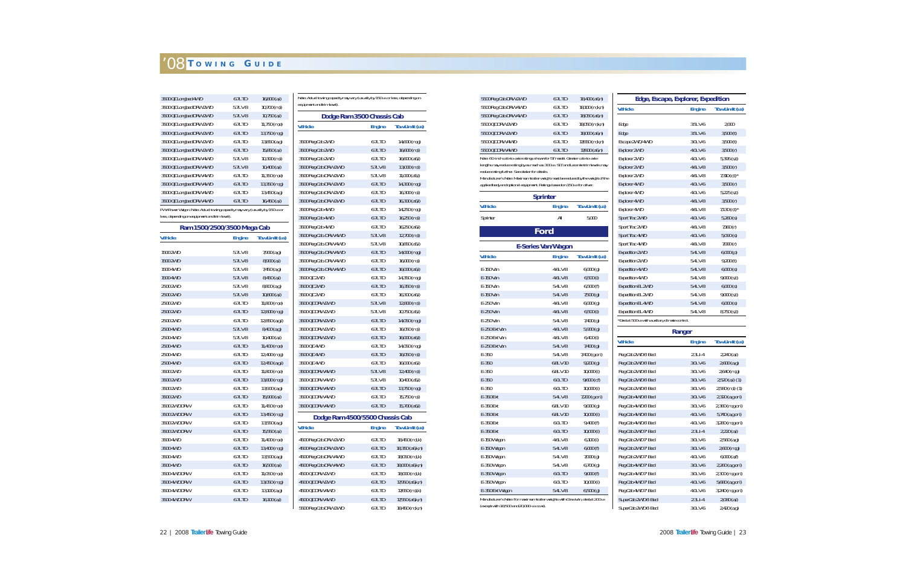# '08 Towing Guide

| Vehicle | Engine | Tow Limit (lbs) |
|---|---|---|
| 3500 QC Long bed 4WD | 6.7L TD | 16,800 (ai) |
| 3500 QC Long bed DRW 2WD | 5.7L V8 | 10,700 (mj) |
| 3500 QC Long bed DRW 2WD | 5.7L V8 | 10,750 (ai) |
| 3500 QC Long bed DRW 2WD | 6.7L TD | 11,750 (mq) |
| 3500 QC Long bed DRW 2WD | 6.7L TD | 13,750 (mg) |
| 3500 QC Long bed DRW 2WD | 6.7L TD | 13,850 (ag) |
| 3500 QC Long bed DRW 2WD | 6.7L TD | 15,850 (ai) |
| 3500 QC Long bed DRW 4WD | 5.7L V8 | 10,300 (mj) |
| 3500 QC Long bed DRW 4WD | 5.7L V8 | 10,400 (ai) |
| 3500 QC Long bed DRW 4WD | 6.7L TD | 11,350 (mq) |
| 3500 QC Long bed DRW 4WD | 6.7L TD | 13,350 (mg) |
| 3500 QC Long bed DRW 4WD | 6.7L TD | 13,450 (ag) |
| 3500 QC Long bed DRW 4WD | 6.7L TD | 16,450 (ai) |

PW Power Wagon. Note: Actual towing capacity may vary (usually by 150 lbs or less, depending on equipment and trim level).

## Ram 1500/2500/3500 Mega Cab

| Vehicle | Engine | Tow Limit (lbs) |
|---|---|---|
| 1500 2WD | 5.7L V8 | 7,900 (ag) |
| 1500 2WD | 5.7L V8 | 8,900 (ai) |
| 1500 4WD | 5.7L V8 | 7,450 (ag) |
| 1500 4WD | 5.7L V8 | 8,450 (ai) |
| 2500 2WD | 5.7L V8 | 8,800 (ag) |
| 2500 2WD | 5.7L V8 | 10,800 (ai) |
| 2500 2WD | 6.7L TD | 11,800 (mq) |
| 2500 2WD | 6.7L TD | 12,800 (mg) |
| 2500 2WD | 6.7L TD | 12,850 (agj) |
| 2500 4WD | 5.7L V8 | 8,400 (ag) |
| 2500 4WD | 5.7L V8 | 10,400 (ai) |
| 2500 4WD | 6.7L TD | 11,400 (mq) |
| 2500 4WD | 6.7L TD | 12,400 (mg) |
| 2500 4WD | 6.7L TD | 12,450 (agj) |
| 3500 2WD | 6.7L TD | 11,800 (mq) |
| 3500 2WD | 6.7L TD | 13,800 (mg) |
| 3500 2WD | 6.7L TD | 13,900 (ag) |
| 3500 2WD | 6.7L TD | 15,900 (ai) |
| 3500 2WD DRW | 6.7L TD | 11,450 (mq) |
| 3500 2WD DRW | 6.7L TD | 13,450 (mg) |
| 3500 2WD DRW | 6.7L TD | 13,550 (ag) |
| 3500 2WD DRW | 6.7L TD | 15,550 (ai) |
| 3500 4WD | 6.7L TD | 11,400 (mq) |
| 3500 4WD | 6.7L TD | 13,400 (mg) |
| 3500 4WD | 6.7L TD | 13,500 (ag) |
| 3500 4WD | 6.7L TD | 16,500 (ai) |
| 3500 4WD DRW | 6.7L TD | 11,050 (mq) |
| 3500 4WD DRW | 6.7L TD | 13,050 (mg) |
| 3500 4WD DRW | 6.7L TD | 13,100 (ag) |
| 3500 4WD DRW | 6.7L TD | 16,100 (ai) |

Note: Actual towing capacity may vary (usually by 150 lbs or less, depending on equipment and trim level).

## Dodge Ram 3500 Chassis Cab

| Vehicle | Engine | Tow Limit (lbs) |
|---|---|---|
| 3500 Reg Cab 2WD | 6.7L TD | 14,600 (mg) |
| 3500 Reg Cab 2WD | 6.7L TD | 16,600 (mj) |
| 3500 Reg Cab 2WD | 6.7L TD | 16,600 (ai) |
| 3500 Reg Cab DRW 2WD | 5.7L V8 | 13,000 (md) |
| 3500 Reg Cab DRW 2WD | 5.7L V8 | 11,000 (ai) |
| 3500 Reg Cab DRW 2WD | 6.7L TD | 14,300 (mg) |
| 3500 Reg Cab DRW 2WD | 6.7L TD | 16,300 (mj) |
| 3500 Reg Cab DRW 2WD | 6.7L TD | 16,300 (ai) |
| 3500 Reg Cab 4WD | 6.7L TD | 14,250 (mg) |
| 3500 Reg Cab 4WD | 6.7L TD | 16,250 (mj) |
| 3500 Reg Cab 4WD | 6.7L TD | 16,250 (ai) |
| 3500 Reg Cab DRW 4WD | 5.7L V8 | 12,700 (md) |
| 3500 Reg Cab DRW 4WD | 5.7L V8 | 10,650 (ai) |
| 3500 Reg Cab DRW 4WD | 6.7L TD | 14,000 (mg) |
| 3500 Reg Cab DRW 4WD | 6.7L TD | 16,000 (mj) |
| 3500 Reg Cab DRW 4WD | 6.7L TD | 16,000 (ai) |
| 3500 QC 2WD | 6.7L TD | 14,350 (mg) |
| 3500 QC 2WD | 6.7L TD | 16,350 (mj) |
| 3500 QC 2WD | 6.7L TD | 16,300 (ai) |
| 3500 QC DRW 2WD | 5.7L V8 | 12,800 (md) |
| 3500 QC DRW 2WD | 5.7L V8 | 10,750 (ai) |
| 3500 QC DRW 2WD | 6.7L TD | 14,050 (mg) |
| 3500 QC DRW 2WD | 6.7L TD | 16,050 (mj) |
| 3500 QC DRW 2WD | 6.7L TD | 16,000 (ai) |
| 3500 QC 4WD | 6.7L TD | 14,050 (mg) |
| 3500 QC 4WD | 6.7L TD | 16,050 (mj) |
| 3500 QC 4WD | 6.7L TD | 16,000 (ai) |
| 3500 QC DRW 4WD | 5.7L V8 | 12,400 (md) |
| 3500 QC DRW 4WD | 5.7L V8 | 10,400 (ai) |
| 3500 QC DRW 4WD | 6.7L TD | 13,750 (mg) |
| 3500 QC DRW 4WD | 6.7L TD | 15,750 (mj) |
| 3500 QC DRW 4WD | 6.7L TD | 15,700 (ai) |

## Dodge Ram 4500/5500 Chassis Cab

| Vehicle | Engine | Tow Limit (lbs) |
|---|---|---|
| 4500 Reg Cab DRW 2WD | 6.7L TD | 18,450 (m,t,k) |
| 4500 Reg Cab DRW 2WD | 6.7L TD | 18,350 (a,t,k,r) |
| 4500 Reg Cab DRW 4WD | 6.7L TD | 18,050 (m,t,k) |
| 4500 Reg Cab DRW 4WD | 6.7L TD | 18,000 (a,t,k,r) |
| 4500 QC DRW 2WD | 6.7L TD | 18,000 (m,t,k) |
| 4500 QC DRW 2WD | 6.7L TD | 17,950 (a,t,k,r) |
| 4500 QC DRW 4WD | 6.7L TD | 17,650 (m,t,k) |
| 4500 QC DRW 4WD | 6.7L TD | 17,550 (a,t,k,r) |
| 5500 Reg Cab DRW 2WD | 6.7L TD | 18,450 (m,t,k,r) |
| 5500 Reg Cab DRW 2WD | 6.7L TD | 18,400 (a,t,k,r) |
| 5500 Reg Cab DRW 4WD | 6.7L TD | 18,100 (m,t,k,r) |
| 5500 Reg Cab DRW 4WD | 6.7L TD | 18,050 (a,t,k,r) |
| 5500 QC DRW 2WD | 6.7L TD | 18,050 (m,t,k,r) |
| 5500 QC DRW 2WD | 6.7L TD | 18,000 (a,t,k,r) |
| 5500 QC DRW 4WD | 6.7L TD | 17,650 (m,t,k,r) |
| 5500 QC DRW 4WD | 6.7L TD | 17,600 (a,t,k,r) |

Note: 60-inch cab-to-axle ratings shown for ST model. Greater cab-to-axle lengths may reduce rating by as much as 300 lbs. SLT and Laramie trim levels may reduce rating further. See dealer for details.

Manufacturer's Note: Maximum trailer weight must be reduced by the weight of the applied load and optional equipment. Rating is based on 150-lb driver.

## Sprinter

| Vehicle | Engine | Tow Limit (lbs) |
|---|---|---|
| Sprinter | All | 5,000 |

# Ford

## E-Series Van/Wagon

| Vehicle | Engine | Tow Limit (lbs) |
|---|---|---|
| E-150 Van | 4.6L V8 | 6,000 (g) |
| E-150 Van | 4.6L V8 | 6,500 (i) |
| E-150 Van | 5.4L V8 | 6,500 (f) |
| E-150 Van | 5.4L V8 | 7,500 (g) |
| E-250 Van | 4.6L V8 | 6,000 (g) |
| E-250 Van | 4.6L V8 | 6,500 (i) |
| E-250 Van | 5.4L V8 | 7,400 (g) |
| E-250 Ext Van | 4.6L V8 | 5,900 (g) |
| E-250 Ext Van | 4.6L V8 | 6,400 (i) |
| E-250 Ext Van | 5.4L V8 | 7,400 (g) |
| E-350 | 5.4L V8 | 7,400 (g or i) |
| E-350 | 6.8L V10 | 9,200 (g) |
| E-350 | 6.8L V10 | 10,000 (i) |
| E-350 | 6.0L TD | 9,600 (f,r) |
| E-350 | 6.0L TD | 10,000 (i) |
| E-350 Ext | 5.4L V8 | 7,200 (g or i) |
| E-350 Ext | 6.8L V10 | 9,000 (g) |
| E-350 Ext | 6.8L V10 | 10,000 (i) |
| E-350 Ext | 6.0L TD | 9,400 (f) |
| E-350 Ext | 6.0L TD | 10,000 (i) |
| E-150 Wagon | 4.6L V8 | 6,100 (i) |
| E-150 Wagon | 5.4L V8 | 6,000 (f) |
| E-150 Wagon | 5.4L V8 | 7,000 (g) |
| E-350 Wagon | 5.4L V8 | 6,700 (g) |
| E-350 Wagon | 6.0L TD | 9,000 (f) |
| E-350 Wagon | 6.0L TD | 10,000 (i) |
| E-350 Ext Wagon | 5.4L V8 | 6,500 (g) |

Manufacturer's Note: For maximum trailer weights with Crew Van, deduct 200 lbs (except with 10,500 and 10,000-lbs ratings).

## Edge, Escape, Explorer, Expedition

| Vehicle | Engine | Tow Limit (lbs) |
|---|---|---|
| Edge | 3.5L V6 | 2,000 |
| Edge | 3.5L V6 | 3,500 (t) |
| Escape 2WD/4WD | 3.0L V6 | 3,500 (t) |
| Explorer 2WD | 4.0L V6 | 3,500 (r) |
| Explorer 2WD | 4.0L V6 | 5,395 (s,t) |
| Explorer 2WD | 4.6L V8 | 3,500 (r) |
| Explorer 2WD | 4.6L V8 | 7,310 (r,t)* |
| Explorer 4WD | 4.0L V6 | 3,500 (r) |
| Explorer 4WD | 4.0L V6 | 5,225 (s,t) |
| Explorer 4WD | 4.6L V8 | 3,500 (r) |
| Explorer 4WD | 4.6L V8 | 7,130 (r,t)* |
| Sport Trac 2WD | 4.0L V6 | 5,260 (s) |
| Sport Trac 2WD | 4.6L V8 | 7,160 (r) |
| Sport Trac 4WD | 4.0L V6 | 5,030 (s) |
| Sport Trac 4WD | 4.6L V8 | 7,000 (r) |
| Expedition 2WD | 5.4L V8 | 6,000 (s) |
| Expedition 2WD | 5.4L V8 | 9,200 (t) |
| Expedition 4WD | 5.4L V8 | 6,000 (s) |
| Expedition 4WD | 5.4L V8 | 9,000 (s,t) |
| Expedition EL 2WD | 5.4L V8 | 6,000 (s) |
| Expedition EL 2WD | 5.4L V8 | 9,000 (s,t) |
| Expedition EL 4WD | 5.4L V8 | 6,000 (s) |
| Expedition EL 4WD | 5.4L V8 | 8,750 (s,t) |

*Deduct 500 lbs with auxiliary climate control.

## Ranger

| Vehicle | Engine | Tow Limit (lbs) |
|---|---|---|
| Reg Cab 2WD 6' Bed | 2.3L I-4 | 2,240 (a) |
| Reg Cab 2WD 6' Bed | 3.0L V6 | 2,600 (ag) |
| Reg Cab 2WD 6' Bed | 3.0L V6 | 2,640 (mg) |
| Reg Cab 2WD 6' Bed | 3.0L V6 | 2,520 (ai) (1) |
| Reg Cab 2WD 6' Bed | 3.0L V6 | 2,580 (mi) (1) |
| Reg Cab 4WD 6' Bed | 3.0L V6 | 2,330 (ag or i) |
| Reg Cab 4WD 6' Bed | 4.0L V6 | 5,740 (ag or i) |
| Reg Cab 4WD 6' Bed | 4.0L V6 | 3,280 (mg or i) |
| Reg Cab 2WD 7' Bed | 2.3L I-4 | 2,220 (a) |
| Reg Cab 2WD 7' Bed | 3.0L V6 | 2,580 (ag) |
| Reg Cab 2WD 7' Bed | 3.0L V6 | 2,600 (mg) |
| Reg Cab 2WD 7' Bed | 4.0L V6 | 6,000 (a,f) |
| Reg Cab 4WD 7' Bed | 3.0L V6 | 2,280 (ag or i) |
| Reg Cab 4WD 7' Bed | 3.0L V6 | 2,300 (mg or i) |
| Reg Cab 4WD 7' Bed | 4.0L V6 | 5,680 (ag or i) |
| Reg Cab 4WD 7' Bed | 4.0L V6 | 3,240 (mg or i) |
| SuperCab 2WD 6' Bed | 2.3L I-4 | 2,080 (a) |
| SuperCab 2WD 6' Bed | 3.0L V6 | 2,420 (ag) |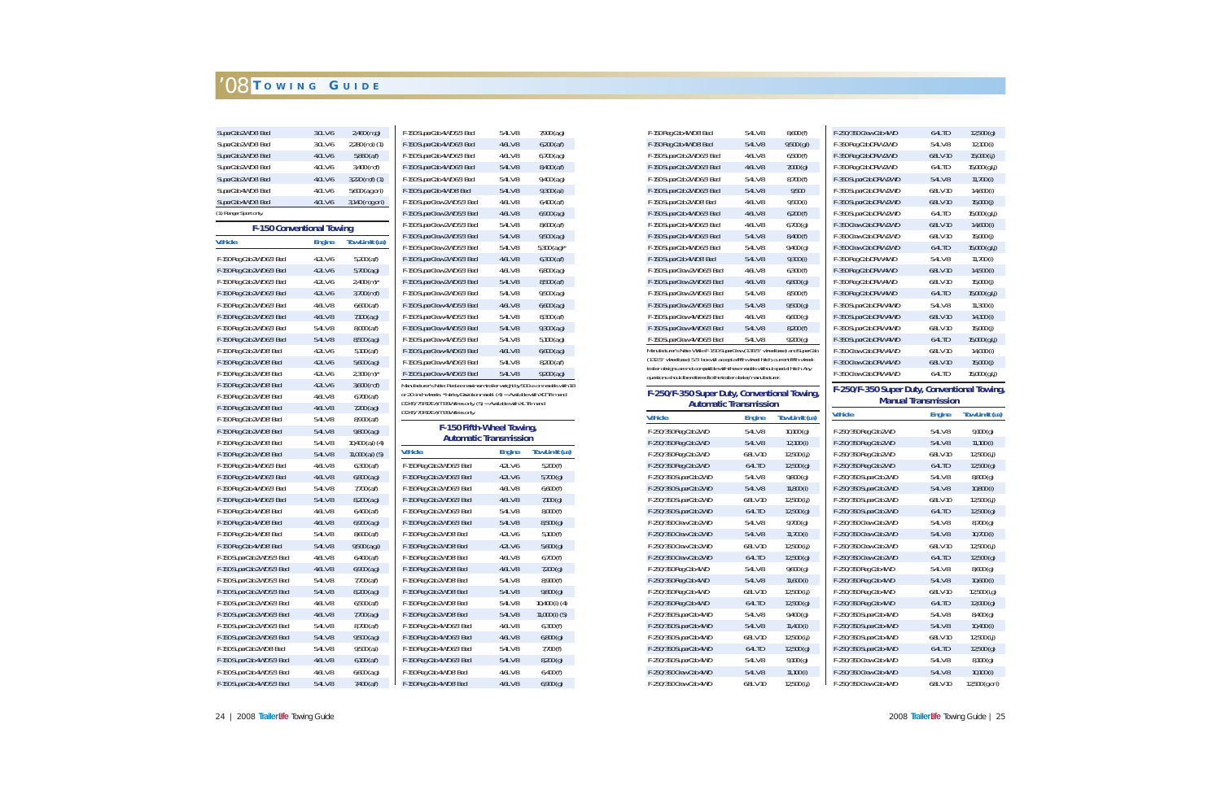# '08 Towing Guide

| | | |
|---|---|---|
| SuperCab 2WD 6' Bed | 3.0L V6 | 2,460 (m,g) |
| SuperCab 2WD 6' Bed | 3.0L V6 | 2,280 (m,a) (1) |
| SuperCab 2WD 6' Bed | 4.0L V6 | 5,880 (a,f) |
| SuperCab 2WD 6' Bed | 4.0L V6 | 3,400 (m,f) |
| SuperCab 2WD 6' Bed | 4.0L V6 | 3,220 (m,f) (1) |
| SuperCab 4WD 6' Bed | 4.0L V6 | 5,600 (a,g or i) |
| SuperCab 4WD 6' Bed | 4.0L V6 | 3,140 (m,g or i) |

(1) Ranger Sport only.

## F-150 Conventional Towing

| Vehicle | Engine | Tow Limit (lbs) |
|---|---|---|
| F-150 Reg Cab 2WD 6.5' Bed | 4.2L V6 | 5,200 (a,f) |
| F-150 Reg Cab 2WD 6.5' Bed | 4.2L V6 | 5,700 (a,g) |
| F-150 Reg Cab 2WD 6.5' Bed | 4.2L V6 | 2,400 (m)* |
| F-150 Reg Cab 2WD 6.5' Bed | 4.2L V6 | 3,700 (m,f) |
| F-150 Reg Cab 2WD 6.5' Bed | 4.6L V8 | 6,600 (a,f) |
| F-150 Reg Cab 2WD 6.5' Bed | 4.6L V8 | 7,100 (a,g) |
| F-150 Reg Cab 2WD 6.5' Bed | 5.4L V8 | 8,000 (a,f) |
| F-150 Reg Cab 2WD 6.5' Bed | 5.4L V8 | 8,500 (a,g) |
| F-150 Reg Cab 2WD 8' Bed | 4.2L V6 | 5,100 (a,f) |
| F-150 Reg Cab 2WD 8' Bed | 4.2L V6 | 5,600 (a,g) |
| F-150 Reg Cab 2WD 8' Bed | 4.2L V6 | 2,300 (m)* |
| F-150 Reg Cab 2WD 8' Bed | 4.2L V6 | 3,600 (m,f) |
| F-150 Reg Cab 2WD 8' Bed | 4.6L V8 | 6,700 (a,f) |
| F-150 Reg Cab 2WD 8' Bed | 4.6L V8 | 7,200 (a,g) |
| F-150 Reg Cab 2WD 8' Bed | 5.4L V8 | 8,900 (a,f) |
| F-150 Reg Cab 2WD 8' Bed | 5.4L V8 | 9,800 (a,g) |
| F-150 Reg Cab 2WD 8' Bed | 5.4L V8 | 10,400 (a,i) (4) |
| F-150 Reg Cab 2WD 8' Bed | 5.4L V8 | 11,000 (a,i) (5) |
| F-150 Reg Cab 4WD 6.5' Bed | 4.6L V8 | 6,300 (a,f) |
| F-150 Reg Cab 4WD 6.5' Bed | 4.6L V8 | 6,800 (a,g) |
| F-150 Reg Cab 4WD 6.5' Bed | 5.4L V8 | 7,700 (a,f) |
| F-150 Reg Cab 4WD 6.5' Bed | 5.4L V8 | 8,200 (a,g) |
| F-150 Reg Cab 4WD 8' Bed | 4.6L V8 | 6,400 (a,f) |
| F-150 Reg Cab 4WD 8' Bed | 4.6L V8 | 6,900 (a,g) |
| F-150 Reg Cab 4WD 8' Bed | 5.4L V8 | 8,600 (a,f) |
| F-150 Reg Cab 4WD 8' Bed | 5.4L V8 | 9,500 (a,g,i) |
| F-150 SuperCab 2WD 5.5' Bed | 4.6L V8 | 6,400 (a,f) |
| F-150 SuperCab 2WD 5.5' Bed | 4.6L V8 | 6,900 (a,g) |
| F-150 SuperCab 2WD 5.5' Bed | 5.4L V8 | 7,700 (a,f) |
| F-150 SuperCab 2WD 5.5' Bed | 5.4L V8 | 8,200 (a,g) |
| F-150 SuperCab 2WD 6.5' Bed | 4.6L V8 | 6,500 (a,f) |
| F-150 SuperCab 2WD 6.5' Bed | 4.6L V8 | 7,700 (a,g) |
| F-150 SuperCab 2WD 6.5' Bed | 5.4L V8 | 8,700 (a,f) |
| F-150 SuperCab 2WD 6.5' Bed | 5.4L V8 | 9,900 (a,g) |
| F-150 SuperCab 2WD 8' Bed | 5.4L V8 | 9,500 (a,i) |
| F-150 SuperCab 4WD 5.5' Bed | 4.6L V8 | 6,100 (a,f) |
| F-150 SuperCab 4WD 5.5' Bed | 4.6L V8 | 6,600 (a,g) |
| F-150 SuperCab 4WD 5.5' Bed | 5.4L V8 | 7,400 (a,f) |
| F-150 SuperCab 4WD 5.5' Bed | 5.4L V8 | 7,900 (a,g) |
| F-150 SuperCab 4WD 6.5' Bed | 4.6L V8 | 6,200 (a,f) |
| F-150 SuperCab 4WD 6.5' Bed | 4.6L V8 | 6,700 (a,g) |
| F-150 SuperCab 4WD 6.5' Bed | 5.4L V8 | 8,400 (a,f) |
| F-150 SuperCab 4WD 6.5' Bed | 5.4L V8 | 9,400 (a,g) |
| F-150 SuperCab 4WD 8' Bed | 5.4L V8 | 9,300 (a,i) |
| F-150 SuperCrew 2WD 5.5' Bed | 4.6L V8 | 6,400 (a,f) |
| F-150 SuperCrew 2WD 5.5' Bed | 4.6L V8 | 6,900 (a,g) |
| F-150 SuperCrew 2WD 5.5' Bed | 5.4L V8 | 8,600 (a,f) |
| F-150 SuperCrew 2WD 5.5' Bed | 5.4L V8 | 9,500 (a,g) |
| F-150 SuperCrew 2WD 5.5' Bed | 5.4L V8 | 5,300 (a,g)** |
| F-150 SuperCrew 2WD 6.5' Bed | 4.6L V8 | 6,300 (a,f) |
| F-150 SuperCrew 2WD 6.5' Bed | 4.6L V8 | 6,800 (a,g) |
| F-150 SuperCrew 2WD 6.5' Bed | 5.4L V8 | 8,500 (a,f) |
| F-150 SuperCrew 2WD 6.5' Bed | 5.4L V8 | 9,500 (a,g) |
| F-150 SuperCrew 4WD 5.5' Bed | 4.6L V8 | 6,600 (a,g) |
| F-150 SuperCrew 4WD 5.5' Bed | 5.4L V8 | 8,300 (a,f) |
| F-150 SuperCrew 4WD 5.5' Bed | 5.4L V8 | 9,300 (a,g) |
| F-150 SuperCrew 4WD 5.5' Bed | 5.4L V8 | 5,100 (a,g) |
| F-150 SuperCrew 4WD 6.5' Bed | 4.6L V8 | 6,600 (a,g) |
| F-150 SuperCrew 4WD 6.5' Bed | 5.4L V8 | 8,200 (a,f) |
| F-150 SuperCrew 4WD 6.5' Bed | 5.4L V8 | 9,200 (a,g) |

Manufacturer's Note: Reduce maximum trailer weight by 500 lbs on models with 18 or 20-inch wheels. **Harley-Davidson model. (4) = Available with XL Trim and CCXL/STX/FX2/FX4/XLT/TT69 tires only. (5) = Available with XL Trim and CCXL/STX/FX2/FX4/XLT/TT69 tires only.

## F-150 Fifth-Wheel Towing, Automatic Transmission

| Vehicle | Engine | Tow Limit (lbs) |
|---|---|---|
| F-150 Reg Cab 2WD 6.5' Bed | 4.2L V6 | 5,200 (f) |
| F-150 Reg Cab 2WD 6.5' Bed | 4.2L V6 | 5,700 (g) |
| F-150 Reg Cab 2WD 6.5' Bed | 4.6L V8 | 6,600 (f) |
| F-150 Reg Cab 2WD 6.5' Bed | 4.6L V8 | 7,100 (g) |
| F-150 Reg Cab 2WD 6.5' Bed | 5.4L V8 | 8,000 (f) |
| F-150 Reg Cab 2WD 6.5' Bed | 5.4L V8 | 8,500 (g) |
| F-150 Reg Cab 2WD 8' Bed | 4.2L V6 | 5,100 (f) |
| F-150 Reg Cab 2WD 8' Bed | 4.2L V6 | 5,600 (g) |
| F-150 Reg Cab 2WD 8' Bed | 4.6L V8 | 6,700 (f) |
| F-150 Reg Cab 2WD 8' Bed | 4.6L V8 | 7,200 (g) |
| F-150 Reg Cab 2WD 8' Bed | 5.4L V8 | 8,900 (f) |
| F-150 Reg Cab 2WD 8' Bed | 5.4L V8 | 9,800 (g) |
| F-150 Reg Cab 2WD 8' Bed | 5.4L V8 | 10,400 (i) (4) |
| F-150 Reg Cab 2WD 8' Bed | 5.4L V8 | 11,000 (i) (5) |
| F-150 Reg Cab 4WD 6.5' Bed | 4.6L V8 | 6,300 (f) |
| F-150 Reg Cab 4WD 6.5' Bed | 4.6L V8 | 6,800 (g) |
| F-150 Reg Cab 4WD 6.5' Bed | 5.4L V8 | 7,700 (f) |
| F-150 Reg Cab 4WD 6.5' Bed | 5.4L V8 | 8,200 (g) |
| F-150 Reg Cab 4WD 8' Bed | 4.6L V8 | 6,400 (f) |
| F-150 Reg Cab 4WD 8' Bed | 4.6L V8 | 6,900 (g) |
| F-150 Reg Cab 4WD 8' Bed | 5.4L V8 | 8,600 (f) |
| F-150 Reg Cab 4WD 8' Bed | 5.4L V8 | 9,500 (g,i) |
| F-150 SuperCab 2WD 6.5' Bed | 4.6L V8 | 6,500 (f) |
| F-150 SuperCab 2WD 6.5' Bed | 4.6L V8 | 7,000 (g) |
| F-150 SuperCab 2WD 6.5' Bed | 5.4L V8 | 8,700 (f) |
| F-150 SuperCab 2WD 6.5' Bed | 5.4L V8 | 9,500 |
| F-150 SuperCab 2WD 8' Bed | 4.6L V8 | 9,500 (i) |
| F-150 SuperCab 4WD 6.5' Bed | 4.6L V8 | 6,200 (f) |
| F-150 SuperCab 4WD 6.5' Bed | 4.6L V8 | 6,700 (g) |
| F-150 SuperCab 4WD 6.5' Bed | 5.4L V8 | 8,400 (f) |
| F-150 SuperCab 4WD 6.5' Bed | 5.4L V8 | 9,400 (g) |
| F-150 SuperCab 4WD 8' Bed | 5.4L V8 | 9,300 (i) |
| F-150 SuperCrew 2WD 6.5' Bed | 4.6L V8 | 6,300 (f) |
| F-150 SuperCrew 2WD 6.5' Bed | 4.6L V8 | 6,800 (g) |
| F-150 SuperCrew 2WD 6.5' Bed | 5.4L V8 | 8,500 (f) |
| F-150 SuperCrew 2WD 6.5' Bed | 5.4L V8 | 9,500 (g) |
| F-150 SuperCrew 4WD 6.5' Bed | 4.6L V8 | 6,600 (g) |
| F-150 SuperCrew 4WD 6.5' Bed | 5.4L V8 | 8,200 (f) |
| F-150 SuperCrew 4WD 6.5' Bed | 5.4L V8 | 9,200 (g) |

Manufacturer's Note: While F-150 SuperCrew (139.5" wheelbase) and SuperCab (133.5" wheelbase) 5.5' box will accept a fifth-wheel hitch, current fifth-wheel-trailer designs are not compatible with these models without a special hitch. Any questions should be referred to the trailer dealer/manufacturer.

## F-250/F-350 Super Duty, Conventional Towing, Automatic Transmission

| Vehicle | Engine | Tow Limit (lbs) |
|---|---|---|
| F-250/350 Reg Cab 2WD | 5.4L V8 | 10,000 (g) |
| F-250/350 Reg Cab 2WD | 5.4L V8 | 12,100 (i) |
| F-250/350 Reg Cab 2WD | 6.8L V10 | 12,500 (j) |
| F-250/350 Reg Cab 2WD | 6.4L TD | 12,500 (g) |
| F-250/350 SuperCab 2WD | 5.4L V8 | 9,800 (g) |
| F-250/350 SuperCab 2WD | 5.4L V8 | 11,800 (i) |
| F-250/350 SuperCab 2WD | 6.8L V10 | 12,500 (j) |
| F-250/350 SuperCab 2WD | 6.4L TD | 12,500 (g) |
| F-250/350 Crew Cab 2WD | 5.4L V8 | 9,700 (g) |
| F-250/350 Crew Cab 2WD | 5.4L V8 | 11,700 (i) |
| F-250/350 Crew Cab 2WD | 6.8L V10 | 12,500 (j) |
| F-250/350 Crew Cab 2WD | 6.4L TD | 12,500 (g) |
| F-250/350 Reg Cab 4WD | 5.4L V8 | 9,600 (g) |
| F-250/350 Reg Cab 4WD | 5.4L V8 | 11,600 (i) |
| F-250/350 Reg Cab 4WD | 6.8L V10 | 12,500 (j) |
| F-250/350 Reg Cab 4WD | 6.4L TD | 12,500 (g) |
| F-250/350 SuperCab 4WD | 5.4L V8 | 9,400 (g) |
| F-250/350 SuperCab 4WD | 5.4L V8 | 11,400 (i) |
| F-250/350 SuperCab 4WD | 6.8L V10 | 12,500 (j) |
| F-250/350 SuperCab 4WD | 6.4L TD | 12,500 (g) |
| F-250/350 SuperCab 4WD | 5.4L V8 | 9,100 (g) |
| F-250/350 Crew Cab 4WD | 5.4L V8 | 11,100 (i) |
| F-250/350 Crew Cab 4WD | 6.8L V10 | 12,500 (j) |
| F-250/350 Crew Cab 4WD | 6.4L TD | 12,500 (g) |
| F-350 Reg Cab DRW 2WD | 5.4L V8 | 12,100 (i) |
| F-350 Reg Cab DRW 2WD | 6.8L V10 | 15,000 (j) |
| F-350 Reg Cab DRW 2WD | 6.4L TD | 15,000 (g,j) |
| F-350 SuperCab DRW 2WD | 5.4L V8 | 11,700 (i) |
| F-350 SuperCab DRW 2WD | 6.8L V10 | 14,600 (i) |
| F-350 SuperCab DRW 2WD | 6.8L V10 | 15,000 (j) |
| F-350 SuperCab DRW 2WD | 6.4L TD | 15,000 (g,j) |
| F-350 Crew Cab DRW 2WD | 6.8L V10 | 14,600 (i) |
| F-350 Crew Cab DRW 2WD | 6.8L V10 | 15,000 (j) |
| F-350 Crew Cab DRW 2WD | 6.4L TD | 15,000 (g,j) |
| F-350 Reg Cab DRW 4WD | 5.4L V8 | 11,700 (i) |
| F-350 Reg Cab DRW 4WD | 6.8L V10 | 14,500 (i) |
| F-350 Reg Cab DRW 4WD | 6.8L V10 | 15,000 (j) |
| F-350 Reg Cab DRW 4WD | 6.4L TD | 15,000 (g,j) |
| F-350 SuperCab DRW 4WD | 5.4L V8 | 11,300 (i) |
| F-350 SuperCab DRW 4WD | 6.8L V10 | 14,100 (i) |
| F-350 SuperCab DRW 4WD | 6.8L V10 | 15,000 (j) |
| F-350 SuperCab DRW 4WD | 6.4L TD | 15,000 (g,j) |
| F-350 Crew Cab DRW 4WD | 6.8L V10 | 14,000 (i) |
| F-350 Crew Cab DRW 4WD | 6.8L V10 | 15,000 (j) |
| F-350 Crew Cab DRW 4WD | 6.4L TD | 15,000 (g,j) |

## F-250/F-350 Super Duty, Conventional Towing, Manual Transmission

| Vehicle | Engine | Tow Limit (lbs) |
|---|---|---|
| F-250/350 Reg Cab 2WD | 5.4L V8 | 9,100 (g) |
| F-250/350 Reg Cab 2WD | 5.4L V8 | 11,100 (i) |
| F-250/350 Reg Cab 2WD | 6.8L V10 | 12,500 (i,j) |
| F-250/350 Reg Cab 2WD | 6.4L TD | 12,500 (g) |
| F-250/350 SuperCab 2WD | 5.4L V8 | 8,800 (g) |
| F-250/350 SuperCab 2WD | 5.4L V8 | 10,800 (i) |
| F-250/350 SuperCab 2WD | 6.8L V10 | 12,500 (i,j) |
| F-250/350 SuperCab 2WD | 6.4L TD | 12,500 (g) |
| F-250/350 Crew Cab 2WD | 5.4L V8 | 8,700 (g) |
| F-250/350 Crew Cab 2WD | 5.4L V8 | 10,700 (i) |
| F-250/350 Crew Cab 2WD | 6.8L V10 | 12,500 (i,j) |
| F-250/350 Crew Cab 2WD | 6.4L TD | 12,500 (g) |
| F-250/350 Reg Cab 4WD | 5.4L V8 | 8,600 (g) |
| F-250/350 Reg Cab 4WD | 5.4L V8 | 10,600 (i) |
| F-250/350 Reg Cab 4WD | 6.8L V10 | 12,500 (i,j) |
| F-250/350 Reg Cab 4WD | 6.4L TD | 12,000 (g) |
| F-250/350 SuperCab 4WD | 5.4L V8 | 8,400 (g) |
| F-250/350 SuperCab 4WD | 5.4L V8 | 10,400 (i) |
| F-250/350 SuperCab 4WD | 6.8L V10 | 12,500 (i,j) |
| F-250/350 SuperCab 4WD | 6.4L TD | 12,500 (g) |
| F-250/350 Crew Cab 4WD | 5.4L V8 | 8,100 (g) |
| F-250/350 Crew Cab 4WD | 5.4L V8 | 10,100 (i) |
| F-250/350 Crew Cab 4WD | 6.8L V10 | 12,500 (g or i) |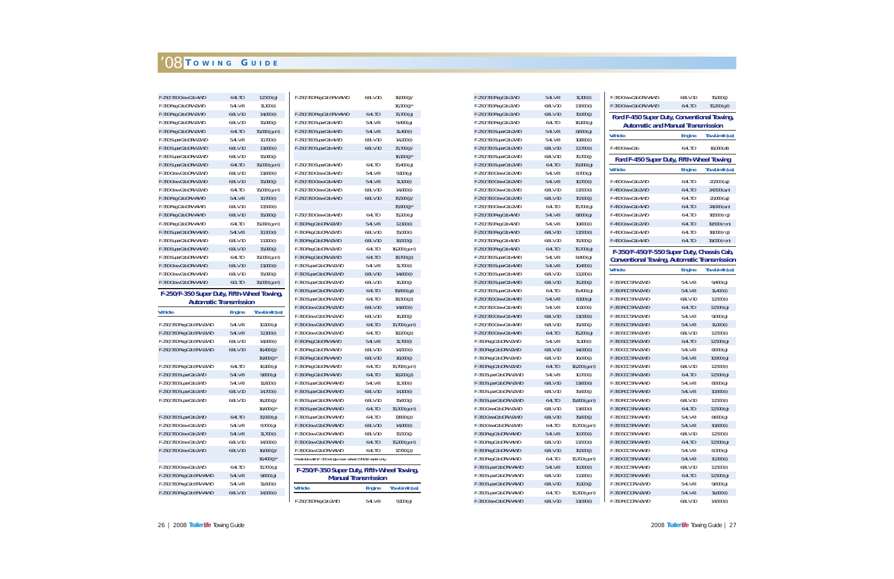| Vehicle | Engine | Tow Limit (lbs) |
|---|---|---|
| F-250/350 Crew Cab 4WD | 6.4L TD | 12,500 (g) |
| F-350 Reg Cab DRW 2WD | 5.4L V8 | 11,100 (l) |
| F-350 Reg Cab DRW 2WD | 6.8L V10 | 14,000 (l) |
| F-350 Reg Cab DRW 2WD | 6.8L V10 | 15,000 (l) |
| F-350 Reg Cab DRW 2WD | 6.4L TD | 15,000 (g or l) |
| F-350 SuperCab DRW 2WD | 5.4L V8 | 10,700 (l) |
| F-350 SuperCab DRW 2WD | 6.8L V10 | 13,600 (l) |
| F-350 SuperCab DRW 2WD | 6.8L V10 | 15,000 (l) |
| F-350 SuperCab DRW 2WD | 6.4L TD | 15,000 (g or l) |
| F-350 Crew Cab DRW 2WD | 6.8L V10 | 13,600 (l) |
| F-350 Crew Cab DRW 2WD | 6.8L V10 | 15,000 (l) |
| F-350 Crew Cab DRW 2WD | 6.4L TD | 15,000 (g or l) |
| F-350 Reg Cab DRW 4WD | 5.4L V8 | 10,700 (l) |
| F-350 Reg Cab DRW 4WD | 6.8L V10 | 13,500 (l) |
| F-350 Reg Cab DRW 4WD | 6.8L V10 | 15,000 (l) |
| F-350 Reg Cab DRW 4WD | 6.4L TD | 15,000 (g or l) |
| F-350 SuperCab DRW 4WD | 5.4L V8 | 10,300 (l) |
| F-350 SuperCab DRW 4WD | 6.8L V10 | 13,100 (l) |
| F-350 SuperCab DRW 4WD | 6.8L V10 | 15,000 (l) |
| F-350 SuperCab DRW 4WD | 6.4L TD | 15,000 (g or l) |
| F-350 Crew Cab DRW 4WD | 6.8L V10 | 13,000 (l) |
| F-350 Crew Cab DRW 4WD | 6.8L V10 | 15,000 (l) |
| F-350 Crew Cab DRW 4WD | 6.0L TD | 15,000 (g or l) |

## F-250/F-350 Super Duty, Fifth-Wheel Towing, Automatic Transmission

| Vehicle | Engine | Tow Limit (lbs) |
|---|---|---|
| F-250/350 Reg Cab SRW 2WD | 5.4L V8 | 10,100 (g) |
| F-250/350 Reg Cab SRW 2WD | 5.4L V8 | 12,200 (l) |
| F-250/350 Reg Cab SRW 2WD | 6.8L V10 | 14,900 (l) |
| F-250/350 Reg Cab SRW 2WD | 6.8L V10 | 16,400 (j)/ 16,800 (j)* |
| F-250/350 Reg Cab SRW 2WD | 6.4L TD | 16,100 (g) |
| F-250/350 SuperCab 2WD | 5.4L V8 | 9,800 (g) |
| F-250/350 SuperCab 2WD | 5.4L V8 | 11,800 (l) |
| F-250/350 SuperCab 2WD | 6.8L V10 | 14,700 (l) |
| F-250/350 SuperCab 2WD | 6.8L V10 | 16,200 (j)/ 16,600 (j)* |
| F-250/350 SuperCab 2WD | 6.4L TD | 15,900 (g) |
| F-250/350 Crew Cab 2WD | 5.4L V8 | 9,700 (g) |
| F-250/350 Crew Cab 2WD | 5.4L V8 | 11,700 (l) |
| F-250/350 Crew Cab 2WD | 6.8L V10 | 14,500 (l) |
| F-250/350 Crew Cab 2WD | 6.8L V10 | 16,100 (j)/ 16,400 (j)* |
| F-250/350 Crew Cab 2WD | 6.4L TD | 15,700 (g) |
| F-250/350 Reg Cab SRW 4WD | 5.4L V8 | 9,800 (g) |
| F-250/350 Reg Cab SRW 4WD | 5.4L V8 | 11,600 (l) |
| F-250/350 Reg Cab SRW 4WD | 6.8L V10 | 14,500 (l) |
| F-250/350 Reg Cab SRW 4WD | 6.8L V10 | 16,000 (j)/ 16,300 (j)* |
| F-250/350 Reg Cab SRW 4WD | 6.4L TD | 15,700 (g) |
| F-250/350 SuperCab 4WD | 5.4L V8 | 9,400 (g) |
| F-250/350 SuperCab 4WD | 5.4L V8 | 11,400 (l) |
| F-250/350 SuperCab 4WD | 6.8L V10 | 14,200 (l) |
| F-250/350 SuperCab 4WD | 6.8L V10 | 15,700 (j)/ 16,100 (j)* |
| F-250/350 SuperCab 4WD | 6.4L TD | 15,400 (g) |
| F-250/350 Crew Cab 4WD | 5.4L V8 | 9,100 (g) |
| F-250/350 Crew Cab 4WD | 5.4L V8 | 11,100 (l) |
| F-250/350 Crew Cab 4WD | 6.8L V10 | 14,000 (l) |
| F-250/350 Crew Cab 4WD | 6.8L V10 | 15,500 (j)/ 15,900 (j)* |
| F-250/350 Crew Cab 4WD | 6.4L TD | 15,200 (g) |
| F-350 Reg Cab DRW 2WD | 5.4L V8 | 12,100 (l) |
| F-350 Reg Cab DRW 2WD | 6.8L V10 | 15,000 (l) |
| F-350 Reg Cab DRW 2WD | 6.8L V10 | 16,500 (j) |
| F-350 Reg Cab DRW 2WD | 6.4L TD | 16,200 (g or l) |
| F-350 Reg Cab DRW 2WD | 6.4L TD | 18,700 (j,t) |
| F-350 SuperCab DRW 2WD | 5.4L V8 | 11,700 (l) |
| F-350 SuperCab DRW 2WD | 6.8L V10 | 14,600 (l) |
| F-350 SuperCab DRW 2WD | 6.8L V10 | 16,100 (j) |
| F-350 SuperCab DRW 2WD | 6.4L TD | 15,800 (g,l) |
| F-350 SuperCab DRW 2WD | 6.4L TD | 18,300 (j,t) |
| F-350 Crew Cab DRW 2WD | 6.8L V10 | 14,600 (l) |
| F-350 Crew Cab DRW 2WD | 6.8L V10 | 16,100 (j) |
| F-350 Crew Cab DRW 2WD | 6.4L TD | 15,700 (g or l) |
| F-350 Crew Cab DRW 2WD | 6.4L TD | 18,200 (j,t) |
| F-350 Reg Cab DRW 4WD | 5.4L V8 | 11,700 (l) |
| F-350 Reg Cab DRW 4WD | 6.8L V10 | 14,500 (l) |
| F-350 Reg Cab DRW 4WD | 6.8L V10 | 16,000 (j) |
| F-350 Reg Cab DRW 4WD | 6.4L TD | 15,700 (g or l) |
| F-350 Reg Cab DRW 4WD | 6.4L TD | 18,200 (j,t) |
| F-350 SuperCab DRW 4WD | 5.4L V8 | 11,300 (l) |
| F-350 SuperCab DRW 4WD | 6.8L V10 | 14,100 (l) |
| F-350 SuperCab DRW 4WD | 6.8L V10 | 15,600 (j) |
| F-350 SuperCab DRW 4WD | 6.4L TD | 15,300 (g or l) |
| F-350 SuperCab DRW 4WD | 6.4L TD | 17,800 (j,t) |
| F-350 Crew Cab DRW 4WD | 6.8L V10 | 14,000 (l) |
| F-350 Crew Cab DRW 4WD | 6.8L V10 | 15,500 (j) |
| F-350 Crew Cab DRW 4WD | 6.4L TD | 15,200 (g or l) |
| F-350 Crew Cab DRW 4WD | 6.4L TD | 17,700 (j,t) |

*Available with F-350 single-rear-wheel (SRW) model only

## F-250/F-350 Super Duty, Fifth-Wheel Towing, Manual Transmission

| Vehicle | Engine | Tow Limit (lbs) |
|---|---|---|
| F-250/350 Reg Cab 2WD | 5.4L V8 | 9,100 (g) |
| F-250/350 Reg Cab 2WD | 5.4L V8 | 11,100 (l) |
| F-250/350 Reg Cab 2WD | 6.8L V10 | 13,900 (l) |
| F-250/350 Reg Cab 2WD | 6.8L V10 | 15,900 (l) |
| F-250/350 Reg Cab 2WD | 6.4L TD | 16,100 (g) |
| F-250/350 SuperCab 2WD | 5.4L V8 | 8,800 (g) |
| F-250/350 SuperCab 2WD | 5.4L V8 | 10,800 (l) |
| F-250/350 SuperCab 2WD | 6.8L V10 | 13,700 (l) |
| F-250/350 SuperCab 2WD | 6.8L V10 | 15,700 (l) |
| F-250/350 SuperCab 2WD | 6.4L TD | 15,900 (g) |
| F-250/350 Crew Cab 2WD | 5.4L V8 | 8,700 (g) |
| F-250/350 Crew Cab 2WD | 5.4L V8 | 10,700 (l) |
| F-250/350 Crew Cab 2WD | 6.8L V10 | 13,500 (l) |
| F-250/350 Crew Cab 2WD | 6.8L V10 | 15,500 (l) |
| F-250/350 Crew Cab 2WD | 6.4L TD | 15,700 (g) |
| F-250/350 Reg Cab 4WD | 5.4L V8 | 8,800 (g) |
| F-250/350 Reg Cab 4WD | 5.4L V8 | 10,600 (l) |
| F-250/350 Reg Cab 4WD | 6.8L V10 | 13,500 (l) |
| F-250/350 Reg Cab 4WD | 6.8L V10 | 15,500 (l) |
| F-250/350 Reg Cab 4WD | 6.4L TD | 15,700 (g) |
| F-250/350 SuperCab 4WD | 5.4L V8 | 8,400 (g) |
| F-250/350 SuperCab 4WD | 5.4L V8 | 10,400 (l) |
| F-250/350 SuperCab 4WD | 6.8L V10 | 13,200 (l) |
| F-250/350 SuperCab 4WD | 6.8L V10 | 15,200 (l) |
| F-250/350 SuperCab 4WD | 6.4L TD | 15,400 (g) |
| F-250/350 Crew Cab 4WD | 5.4L V8 | 8,100 (g) |
| F-250/350 Crew Cab 4WD | 5.4L V8 | 10,100 (l) |
| F-250/350 Crew Cab 4WD | 6.8L V10 | 13,000 (l) |
| F-250/350 Crew Cab 4WD | 6.8L V10 | 15,000 (l) |
| F-250/350 Crew Cab 4WD | 6.4L TD | 15,200 (g) |
| F-350 Reg Cab DRW 2WD | 5.4L V8 | 11,100 (l) |
| F-350 Reg Cab DRW 2WD | 6.8L V10 | 14,000 (l) |
| F-350 Reg Cab DRW 2WD | 6.8L V10 | 16,000 (l) |
| F-350 Reg Cab DRW 2WD | 6.4L TD | 16,200 (g or l) |
| F-350 SuperCab DRW 2WD | 5.4L V8 | 10,700 (l) |
| F-350 SuperCab DRW 2WD | 6.8L V10 | 13,600 (l) |
| F-350 SuperCab DRW 2WD | 6.8L V10 | 15,600 (l) |
| F-350 SuperCab DRW 2WD | 6.4L TD | 15,800 (g or l) |
| F-350 Crew Cab DRW 2WD | 6.8L V10 | 13,600 (l) |
| F-350 Crew Cab DRW 2WD | 6.8L V10 | 15,600 (l) |
| F-350 Crew Cab DRW 2WD | 6.4L TD | 15,700 (g or l) |
| F-350 Reg Cab DRW 4WD | 5.4L V8 | 10,700 (l) |
| F-350 Reg Cab DRW 4WD | 6.8L V10 | 13,500 (l) |
| F-350 Reg Cab DRW 4WD | 6.8L V10 | 15,500 (l) |
| F-350 Reg Cab DRW 4WD | 6.4L TD | 15,700 (g or l) |
| F-350 SuperCab DRW 4WD | 5.4L V8 | 10,300 (l) |
| F-350 SuperCab DRW 4WD | 6.8L V10 | 13,100 (l) |
| F-350 SuperCab DRW 4WD | 6.8L V10 | 15,100 (l) |
| F-350 SuperCab DRW 4WD | 6.4L TD | 15,300 (g or l) |
| F-350 Crew Cab DRW 4WD | 6.8L V10 | 13,000 (l) |
| F-350 Crew Cab DRW 4WD | 6.8L V10 | 15,000 (l) |
| F-350 Crew Cab DRW 4WD | 6.4L TD | 15,200 (g,l) |

## Ford F-450 Super Duty, Conventional Towing, Automatic and Manual Transmission

| Vehicle | Engine | Tow Limit (lbs) |
|---|---|---|
| F-450 Crew Cab | 6.4L TD | 16,000 (d,f) |

## Ford F-450 Super Duty, Fifth-Wheel Towing

| Vehicle | Engine | Tow Limit (lbs) |
|---|---|---|
| F-450 Crew Cab 2WD | 6.4L TD | 20,500 (a,j) |
| F-450 Crew Cab 2WD | 6.4L TD | 24,500 (a,r) |
| F-450 Crew Cab 4WD | 6.4L TD | 20,000 (a,j) |
| F-450 Crew Cab 4WD | 6.4L TD | 24,000 (a,r) |
| F-450 Crew Cab 2WD | 6.4L TD | 18,500 (m,j) |
| F-450 Crew Cab 2WD | 6.4L TD | 19,500 (m,r) |
| F-450 Crew Cab 4WD | 6.4L TD | 18,000 (m,j) |
| F-450 Crew Cab 4WD | 6.4L TD | 19,000 (m,r) |

## F-350/F-450/F-550 Super Duty, Chassis Cab, Conventional Towing, Automatic Transmission

| Vehicle | Engine | Tow Limit (lbs) |
|---|---|---|
| F-350 RCC SRW 2WD | 5.4L V8 | 9,400 (g) |
| F-350 RCC SRW 2WD | 5.4L V8 | 11,400 (l) |
| F-350 RCC SRW 2WD | 6.8L V10 | 12,500 (l) |
| F-350 RCC SRW 2WD | 6.4L TD | 12,500 (g) |
| F-350 SCC SRW 2WD | 5.4L V8 | 9,000 (g) |
| F-350 SCC SRW 2WD | 5.4L V8 | 11,000 (l) |
| F-350 SCC SRW 2WD | 6.8L V10 | 12,500 (l) |
| F-350 SCC SRW 2WD | 6.4L TD | 12,500 (g) |
| F-350 CCC SRW 2WD | 5.4L V8 | 8,900 (g) |
| F-350 CCC SRW 2WD | 5.4L V8 | 10,900 (l) |
| F-350 CCC SRW 2WD | 6.8L V10 | 12,500 (l) |
| F-350 CCC SRW 2WD | 6.4L TD | 12,500 (g) |
| F-350 RCC SRW 4WD | 5.4L V8 | 8,900 (g) |
| F-350 RCC SRW 4WD | 5.4L V8 | 10,900 (l) |
| F-350 RCC SRW 4WD | 6.8L V10 | 12,500 (l) |
| F-350 RCC SRW 4WD | 6.4L TD | 12,500 (g) |
| F-350 SCC SRW 4WD | 5.4L V8 | 8,600 (g) |
| F-350 SCC SRW 4WD | 5.4L V8 | 10,600 (l) |
| F-350 SCC SRW 4WD | 6.8L V10 | 12,500 (l) |
| F-350 SCC SRW 4WD | 6.4L TD | 12,500 (g) |
| F-350 CCC SRW 4WD | 5.4L V8 | 8,300 (g) |
| F-350 CCC SRW 4WD | 5.4L V8 | 10,300 (l) |
| F-350 CCC SRW 4WD | 6.8L V10 | 12,500 (l) |
| F-350 CCC SRW 4WD | 6.4L TD | 12,500 (g) |
| F-350 RCC DRW 2WD | 5.4L V8 | 9,600 (g) |
| F-350 RCC DRW 2WD | 5.4L V8 | 11,600 (l) |
| F-350 RCC DRW 2WD | 6.8L V10 | 14,500 (l) |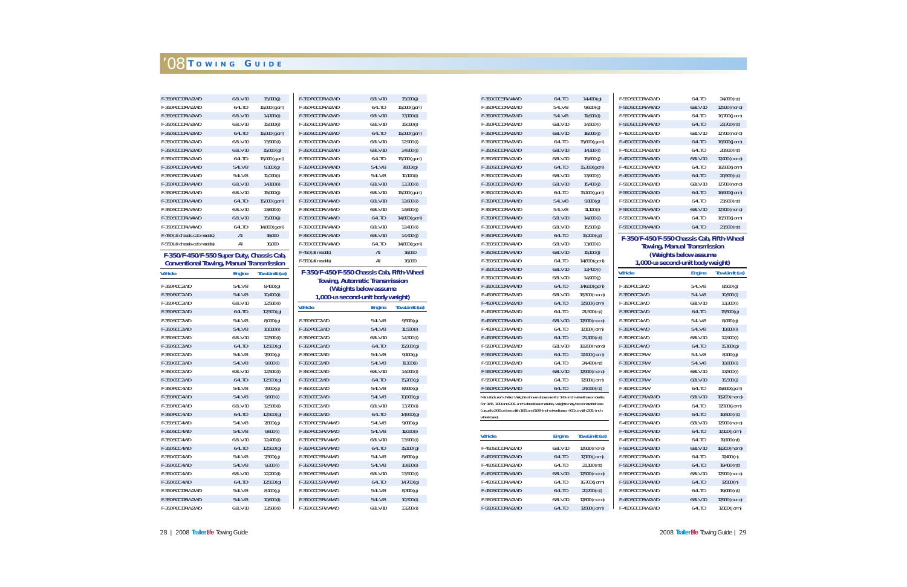| Vehicle | Engine | Tow Limit (lbs) |
|---|---|---|
| F-350 RC DRW 2WD | 6.8L V10 | 15,000 (i) |
| F-350 RC DRW 2WD | 6.4L TD | 15,000 (g or i) |
| F-350 SC DRW 2WD | 6.8L V10 | 14,000 (i) |
| F-350 SC DRW 2WD | 6.8L V10 | 15,000 (i) |
| F-350 SC DRW 2WD | 6.4L TD | 15,000 (g or i) |
| F-350 CC DRW 2WD | 6.8L V10 | 13,900 (i) |
| F-350 CC DRW 2WD | 6.8L V10 | 15,000 (g) |
| F-350 CC DRW 2WD | 6.4L TD | 15,000 (g or i) |
| F-350 RC DRW 4WD | 5.4L V8 | 9,100 (g) |
| F-350 RC DRW 4WD | 5.4L V8 | 11,000 (i) |
| F-350 RC DRW 4WD | 6.8L V10 | 14,000 (i) |
| F-350 RC DRW 4WD | 6.8L V10 | 15,000 (i) |
| F-350 RC DRW 4WD | 6.4L TD | 15,000 (g or i) |
| F-350 SC DRW 4WD | 6.8L V10 | 13,600 (i) |
| F-350 SC DRW 4WD | 6.8L V10 | 15,000 (i) |
| F-350 SC DRW 4WD | 6.4L TD | 14,800 (g or i) |
| F-450 (all chassis-cab models) | All | 16,000 |
| F-550 (all chassis-cab models) | All | 16,000 |

### F-350/F-450/F-550 Super Duty, Chassis Cab, Conventional Towing, Manual Transmission

| Vehicle | Engine | Tow Limit (lbs) |
|---|---|---|
| F-350 RC 2WD | 5.4L V8 | 8,400 (g) |
| F-350 RC 2WD | 5.4L V8 | 10,400 (i) |
| F-350 RC 2WD | 6.8L V10 | 12,500 (i) |
| F-350 RC 2WD | 6.4L TD | 12,500 (g) |
| F-350 SC 2WD | 5.4L V8 | 8,000 (g) |
| F-350 SC 2WD | 5.4L V8 | 10,000 (i) |
| F-350 SC 2WD | 6.8L V10 | 12,500 (i) |
| F-350 SC 2WD | 6.4L TD | 12,500 (g) |
| F-350 CC 2WD | 5.4L V8 | 7,900 (g) |
| F-350 CC 2WD | 5.4L V8 | 9,900 (i) |
| F-350 CC 2WD | 6.8L V10 | 12,500 (i) |
| F-350 CC 2WD | 6.4L TD | 12,500 (g) |
| F-350 RC 4WD | 5.4L V8 | 7,900 (g) |
| F-350 RC 4WD | 5.4L V8 | 9,900 (i) |
| F-350 RC 4WD | 6.8L V10 | 12,500 (i) |
| F-350 RC 4WD | 6.4L TD | 12,500 (g) |
| F-350 SC 4WD | 5.4L V8 | 7,600 (g) |
| F-350 SC 4WD | 5.4L V8 | 9,600 (i) |
| F-350 SC 4WD | 6.8L V10 | 12,400 (i) |
| F-350 SC 4WD | 6.4L TD | 12,500 (g) |
| F-350 CC 4WD | 5.4L V8 | 7,300 (g) |
| F-350 CC 4WD | 5.4L V8 | 9,300 (i) |
| F-350 CC 4WD | 6.8L V10 | 12,200 (i) |
| F-350 CC 4WD | 6.4L TD | 12,500 (g) |
| F-350 RC DRW 2WD | 5.4L V8 | 8,100 (g) |
| F-350 RC DRW 2WD | 5.4L V8 | 10,600 (i) |
| F-350 RC DRW 2WD | 6.8L V10 | 13,500 (i) |
| F-350 RC DRW 2WD | 6.8L V10 | 15,000 (i) |
| F-350 RC DRW 2WD | 6.4L TD | 15,000 (g or i) |
| F-350 SC DRW 2WD | 6.8L V10 | 13,300 (i) |
| F-350 SC DRW 2WD | 6.8L V10 | 15,000 (i) |
| F-350 SC DRW 2WD | 6.4L TD | 15,000 (g or i) |
| F-350 CC DRW 2WD | 6.8L V10 | 12,900 (i) |
| F-350 CC DRW 2WD | 6.8L V10 | 14,900 (i) |
| F-350 CC DRW 2WD | 6.4L TD | 15,000 (g or i) |
| F-350 RC DRW 4WD | 5.4L V8 | 7,800 (g) |
| F-350 RC DRW 4WD | 5.4L V8 | 10,100 (i) |
| F-350 RC DRW 4WD | 6.8L V10 | 13,300 (i) |
| F-350 RC DRW 4WD | 6.4L TD | 15,000 (g or i) |
| F-350 SC DRW 4WD | 6.8L V10 | 12,600 (i) |
| F-350 SC DRW 4WD | 6.8L V10 | 14,600 (i) |
| F-350 SC DRW 4WD | 6.4L TD | 14,800 (g or i) |
| F-350 CC DRW 4WD | 6.8L V10 | 12,400 (i) |
| F-350 CC DRW 4WD | 6.8L V10 | 14,400 (i) |
| F-350 CC DRW 4WD | 6.4L TD | 14,600 (g or i) |
| F-450 (all models) | All | 16,000 |
| F-550 (all models) | All | 16,000 |

### F-350/F-450/F-550 Chassis Cab, Fifth-Wheel Towing, Automatic Transmission (Weights below assume 1,000-lb second-unit body weight)

| Vehicle | Engine | Tow Limit (lbs) |
|---|---|---|
| F-350 RC 2WD | 5.4L V8 | 9,500 (g) |
| F-350 RC 2WD | 5.4L V8 | 11,500 (i) |
| F-350 RC 2WD | 6.8L V10 | 14,300 (i) |
| F-350 RC 2WD | 6.4L TD | 15,500 (g) |
| F-350 SC 2WD | 5.4L V8 | 9,100 (g) |
| F-350 SC 2WD | 5.4L V8 | 11,100 (i) |
| F-350 SC 2WD | 6.8L V10 | 14,000 (i) |
| F-350 SC 2WD | 6.4L TD | 15,200 (g) |
| F-350 CC 2WD | 5.4L V8 | 8,900 (g) |
| F-350 CC 2WD | 5.4L V8 | 10,900 (i) |
| F-350 CC 2WD | 6.8L V10 | 13,700 (i) |
| F-350 CC 2WD | 6.4L TD | 14,900 (g) |
| F-350 RC SRW 4WD | 5.4L V8 | 9,000 (g) |
| F-350 RC SRW 4WD | 5.4L V8 | 11,000 (i) |
| F-350 RC SRW 4WD | 6.8L V10 | 13,900 (i) |
| F-350 RC SRW 4WD | 6.4L TD | 15,100 (g) |
| F-350 SC SRW 4WD | 5.4L V8 | 8,600 (g) |
| F-350 SC SRW 4WD | 5.4L V8 | 10,600 (i) |
| F-350 SC SRW 4WD | 6.8L V10 | 13,500 (i) |
| F-350 SC SRW 4WD | 6.4L TD | 14,700 (g) |
| F-350 CC SRW 4WD | 5.4L V8 | 8,300 (g) |
| F-350 CC SRW 4WD | 5.4L V8 | 10,300 (i) |
| F-350 CC SRW 4WD | 6.8L V10 | 13,200 (i) |
| F-350 CC SRW 4WD | 6.4L TD | 14,400 (g) |
| F-350 RC DRW 2WD | 5.4L V8 | 9,600 (g) |
| F-350 RC DRW 2WD | 5.4L V8 | 11,600 (i) |
| F-350 RC DRW 2WD | 6.8L V10 | 14,500 (i) |
| F-350 RC DRW 2WD | 6.8L V10 | 16,000 (i) |
| F-350 RC DRW 2WD | 6.4L TD | 15,600 (g or i) |
| F-350 SC DRW 2WD | 6.8L V10 | 14,100 (i) |
| F-350 SC DRW 2WD | 6.8L V10 | 15,600 (i) |
| F-350 SC DRW 2WD | 6.4L TD | 15,300 (g or i) |
| F-350 CC DRW 2WD | 6.8L V10 | 13,900 (i) |
| F-350 CC DRW 2WD | 6.8L V10 | 15,400 (i) |
| F-350 CC DRW 2WD | 6.4L TD | 15,100 (g or i) |
| F-350 RC DRW 4WD | 5.4L V8 | 9,000 (g) |
| F-350 RC DRW 4WD | 5.4L V8 | 11,100 (i) |
| F-350 RC DRW 4WD | 6.8L V10 | 14,000 (i) |
| F-350 RC DRW 4WD | 6.8L V10 | 15,500 (i) |
| F-350 RC DRW 4WD | 6.4L TD | 15,200 (g) |
| F-350 SC DRW 4WD | 6.8L V10 | 13,600 (i) |
| F-350 SC DRW 4WD | 6.8L V10 | 15,100 (i) |
| F-350 SC DRW 4WD | 6.4L TD | 14,800 (g or i) |
| F-350 CC DRW 4WD | 6.8L V10 | 13,400 (i) |
| F-350 CC DRW 4WD | 6.8L V10 | 14,900 (i) |
| F-350 CC DRW 4WD | 6.4L TD | 14,600 (g or i) |
| F-450 RC DRW 2WD | 6.8L V10 | 16,300 (n or o) |
| F-450 RC DRW 2WD | 6.4L TD | 17,500 (j or m) |
| F-450 RC DRW 2WD | 6.4L TD | 21,500 (n or t) |
| F-450 RC DRW 4WD | 6.8L V10 | 15,900 (n or o) |
| F-450 RC DRW 4WD | 6.4L TD | 17,100 (j or m) |
| F-450 RC DRW 4WD | 6.4L TD | 21,100 (n or t) |
| F-550 RC DRW 2WD | 6.8L V10 | 16,200 (n or o) |
| F-550 RC DRW 2WD | 6.4L TD | 17,400 (j or m) |
| F-550 RC DRW 2WD | 6.4L TD | 24,400 (n or t) |
| F-550 RC DRW 4WD | 6.8L V10 | 15,900 (n or o) |
| F-550 RC DRW 4WD | 6.4L TD | 17,000 (j or m) |
| F-550 RC DRW 4WD | 6.4L TD | 24,000 (n or t) |

Manufacturer's Note: Weights shown above are for 141-inch wheelbase models. For 165, 189 and 201-inch wheelbase models, weights may be somewhat less (usually 200 lbs less with 165 and 189-inch wheelbases; 400 lbs with 201-inch wheelbase).

| Vehicle | Engine | Tow Limit (lbs) |
|---|---|---|
| F-450 SC DRW 2WD | 6.8L V10 | 17,900 (n or o) |
| F-450 SC DRW 2WD | 6.4L TD | 17,100 (j or m) |
| F-450 SC DRW 2WD | 6.4L TD | 21,100 (n or t) |
| F-450 SC DRW 4WD | 6.8L V10 | 17,500 (n or o) |
| F-450 SC DRW 4WD | 6.4L TD | 16,700 (j or m) |
| F-450 SC DRW 4WD | 6.4L TD | 20,700 (n or t) |
| F-550 SC DRW 2WD | 6.8L V10 | 17,800 (n or o) |
| F-550 SC DRW 2WD | 6.4L TD | 17,000 (j or m) |
| F-550 SC DRW 2WD | 6.4L TD | 24,000 (n or t) |
| F-550 SC DRW 4WD | 6.8L V10 | 17,500 (n or o) |
| F-550 SC DRW 4WD | 6.4L TD | 16,700 (j or m) |
| F-550 SC DRW 4WD | 6.4L TD | 23,700 (n or t) |
| F-450 CC DRW 2WD | 6.8L V10 | 17,700 (n or o) |
| F-450 CC DRW 2WD | 6.4L TD | 16,900 (j or m) |
| F-450 CC DRW 2WD | 6.4L TD | 20,900 (n or t) |
| F-450 CC DRW 4WD | 6.8L V10 | 17,400 (n or o) |
| F-450 CC DRW 4WD | 6.4L TD | 16,500 (j or m) |
| F-450 CC DRW 4WD | 6.4L TD | 20,500 (n or t) |
| F-550 CC DRW 2WD | 6.8L V10 | 17,700 (n or o) |
| F-550 CC DRW 2WD | 6.4L TD | 16,900 (j or m) |
| F-550 CC DRW 2WD | 6.4L TD | 23,900 (n or t) |
| F-550 CC DRW 4WD | 6.8L V10 | 17,300 (n or o) |
| F-550 CC DRW 4WD | 6.4L TD | 16,500 (j or m) |
| F-550 CC DRW 4WD | 6.4L TD | 23,500 (n or t) |

### F-350/F-450/F-550 Chassis Cab, Fifth-Wheel Towing, Manual Transmission (Weights below assume 1,000-lb second-unit body weight)

| Vehicle | Engine | Tow Limit (lbs) |
|---|---|---|
| F-350 RC 2WD | 5.4L V8 | 8,500 (g) |
| F-350 RC 2WD | 5.4L V8 | 10,500 (i) |
| F-350 RC 2WD | 6.8L V10 | 13,300 (i) |
| F-350 RC 2WD | 6.4L TD | 15,500 (g) |
| F-350 RC 4WD | 5.4L V8 | 8,000 (g) |
| F-350 RC 4WD | 5.4L V8 | 10,000 (i) |
| F-350 RC 4WD | 6.8L V10 | 12,900 (i) |
| F-350 RC 4WD | 6.4L TD | 15,100 (g) |
| F-350 RC DRW | 5.4L V8 | 8,100 (g) |
| F-350 RC DRW | 5.4L V8 | 10,600 (i) |
| F-350 RC DRW | 6.8L V10 | 13,500 (i) |
| F-350 RC DRW | 6.8L V10 | 15,500 (i) |
| F-350 RC DRW | 6.4L TD | 15,600 (g or i) |
| F-450 RC DRW 2WD | 6.8L V10 | 18,200 (n or o) |
| F-450 RC DRW 2WD | 6.4L TD | 17,500 (j or m) |
| F-450 RC DRW 2WD | 6.4L TD | 19,800 (n or t) |
| F-450 RC DRW 4WD | 6.8L V10 | 17,900 (n or o) |
| F-450 RC DRW 4WD | 6.4L TD | 17,100 (j or m) |
| F-450 RC DRW 4WD | 6.4L TD | 19,100 (n or t) |
| F-550 RC DRW 2WD | 6.8L V10 | 18,200 (n or o) |
| F-550 RC DRW 2WD | 6.4L TD | 17,400 (n) |
| F-550 RC DRW 2WD | 6.4L TD | 19,400 (n or t) |
| F-550 RC DRW 4WD | 6.8L V10 | 17,900 (n or o) |
| F-550 RC DRW 4WD | 6.4L TD | 17,000 (n) |
| F-550 RC DRW 4WD | 6.4L TD | 19,000 (n or t) |
| F-450 SC DRW 2WD | 6.8L V10 | 17,900 (n or o) |
| F-450 SC DRW 2WD | 6.4L TD | 17,100 (j or m) |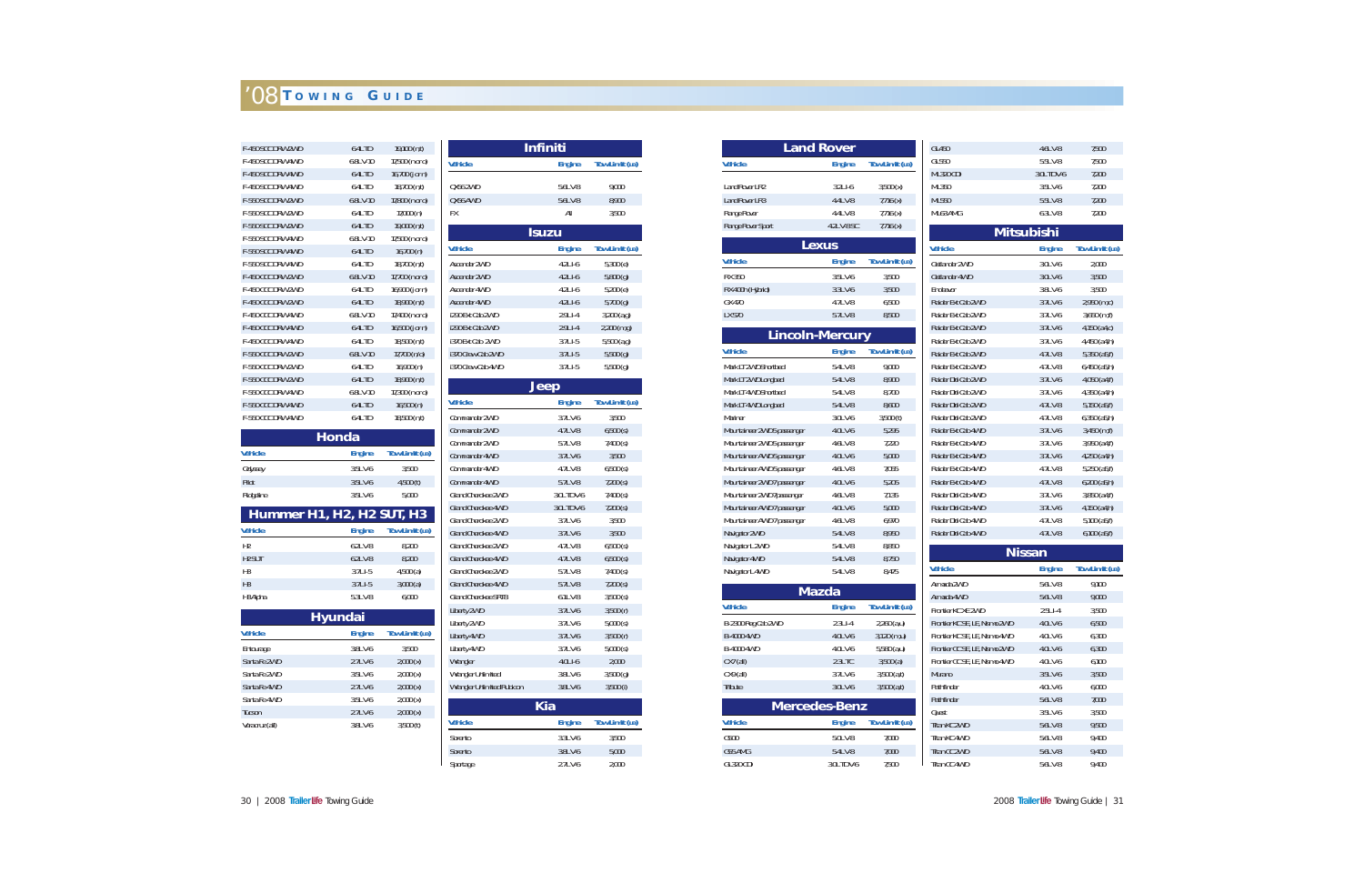# '08 Towing Guide

| Vehicle | Engine | Tow Limit (lbs) |
|---|---|---|
| F-450 SC DRW 2WD | 6.4L TD | 16,000 (m/t) |
| F-450 SC DRW 4WD | 6.8L V10 | 12,500 (none) |
| F-450 SC DRW 4WD | 6.4L TD | 16,700 (j, m/t) |
| F-450 SC DRW 4WD | 6.4L TD | 16,700 (m/t) |
| F-550 SC DRW 2WD | 6.8L V10 | 12,800 (none) |
| F-550 SC DRW 2WD | 6.4L TD | 17,000 (n) |
| F-550 SC DRW 2WD | 6.4L TD | 19,000 (m/t) |
| F-550 SC DRW 4WD | 6.8L V10 | 12,500 (none) |
| F-550 SC DRW 4WD | 6.4L TD | 16,700 (n) |
| F-550 SC DRW 4WD | 6.4L TD | 18,700 (m/t) |
| F-450 CC DRW 2WD | 6.8L V10 | 12,700 (none) |
| F-450 CC DRW 2WD | 6.4L TD | 16,500 (j, m/t) |
| F-450 CC DRW 2WD | 6.4L TD | 18,900 (m/t) |
| F-450 CC DRW 4WD | 6.8L V10 | 12,400 (none) |
| F-450 CC DRW 4WD | 6.4L TD | 16,500 (j, m/t) |
| F-450 CC DRW 4WD | 6.4L TD | 18,500 (m/t) |
| F-550 CC DRW 2WD | 6.8L V10 | 12,700 (n/o) |
| F-550 CC DRW 2WD | 6.4L TD | 16,900 (n) |
| F-550 CC DRW 2WD | 6.4L TD | 18,900 (m/t) |
| F-550 CC DRW 4WD | 6.8L V10 | 12,300 (none) |
| F-550 CC DRW 4WD | 6.4L TD | 16,500 (n) |
| F-550 CC DRW 4WD | 6.4L TD | 18,500 (m/t) |

## Honda

| Vehicle | Engine | Tow Limit (lbs) |
|---|---|---|
| Odyssey | 3.5L V6 | 3,500 |
| Pilot | 3.5L V6 | 4,500 (f) |
| Ridgeline | 3.5L V6 | 5,000 |

## Hummer H1, H2, H2 SUT, H3

| Vehicle | Engine | Tow Limit (lbs) |
|---|---|---|
| H2 | 6.2L V8 | 8,200 |
| H2 SUT | 6.2L V8 | 8,200 |
| H3 | 3.7L I-5 | 4,500 (a) |
| H3 | 3.7L I-5 | 3,000 (a) |
| H3 Alpha | 5.3L V8 | 6,000 |

## Hyundai

| Vehicle | Engine | Tow Limit (lbs) |
|---|---|---|
| Entourage | 3.8L V6 | 3,500 |
| Santa Fe 2WD | 2.7L V6 | 2,000 (e) |
| Santa Fe 2WD | 3.5L V6 | 2,000 (e) |
| Santa Fe 4WD | 2.7L V6 | 2,000 (e) |
| Santa Fe 4WD | 3.5L V6 | 2,000 (e) |
| Tucson | 2.7L V6 | 2,000 (e) |
| Veracruz (all) | 3.8L V6 | 3,500 (f) |

## Infiniti

| Vehicle | Engine | Tow Limit (lbs) |
|---|---|---|
| QX56 2WD | 5.6L V8 | 9,000 |
| QX56 4WD | 5.6L V8 | 8,900 |
| FX | All | 3,500 |

## Isuzu

| Vehicle | Engine | Tow Limit (lbs) |
|---|---|---|
| Ascender 2WD | 4.2L I-6 | 5,300 (e) |
| Ascender 2WD | 4.2L I-6 | 5,800 (g) |
| Ascender 4WD | 4.2L I-6 | 5,200 (e) |
| Ascender 4WD | 4.2L I-6 | 5,700 (g) |
| i-290 Ext Cab 2WD | 2.9L I-4 | 3,200 (a/g) |
| i-290 Ext Cab 2WD | 2.9L I-4 | 2,200 (m/g) |
| i-370 Ext Cab 2WD | 3.7L I-5 | 5,500 (a/g) |
| i-370 Crew Cab 2WD | 3.7L I-5 | 5,500 (g) |
| i-370 Crew Cab 4WD | 3.7L I-5 | 5,500 (g) |

## Jeep

| Vehicle | Engine | Tow Limit (lbs) |
|---|---|---|
| Commander 2WD | 3.7L V6 | 3,500 |
| Commander 2WD | 4.7L V8 | 6,500 (s) |
| Commander 2WD | 5.7L V8 | 7,400 (s) |
| Commander 4WD | 3.7L V6 | 3,500 |
| Commander 4WD | 4.7L V8 | 6,500 (s) |
| Commander 4WD | 5.7L V8 | 7,200 (s) |
| Grand Cherokee 2WD | 3.0L TDV6 | 7,400 (s) |
| Grand Cherokee 4WD | 3.0L TDV6 | 7,200 (s) |
| Grand Cherokee 2WD | 3.7L V6 | 3,500 |
| Grand Cherokee 4WD | 3.7L V6 | 3,500 |
| Grand Cherokee 2WD | 4.7L V8 | 6,500 (s) |
| Grand Cherokee 4WD | 4.7L V8 | 6,500 (s) |
| Grand Cherokee 2WD | 5.7L V8 | 7,400 (s) |
| Grand Cherokee 4WD | 5.7L V8 | 7,200 (s) |
| Grand Cherokee SRT8 | 6.1L V8 | 3,500 (s) |
| Liberty 2WD | 3.7L V6 | 3,500 (r) |
| Liberty 2WD | 3.7L V6 | 5,000 (s) |
| Liberty 4WD | 3.7L V6 | 3,500 (r) |
| Liberty 4WD | 3.7L V6 | 5,000 (s) |
| Wrangler | 4.0L I-6 | 2,000 |
| Wrangler Unlimited | 3.8L V6 | 3,500 (g) |
| Wrangler Unlimited Rubicon | 3.8L V6 | 3,500 (i) |

## Kia

| Vehicle | Engine | Tow Limit (lbs) |
|---|---|---|
| Sorento | 3.3L V6 | 3,500 |
| Sorento | 3.8L V6 | 5,000 |
| Sportage | 2.7L V6 | 2,000 |

## Land Rover

| Vehicle | Engine | Tow Limit (lbs) |
|---|---|---|
| Land Rover LR2 | 3.2L I-6 | 3,500 (x) |
| Land Rover LR3 | 4.4L V8 | 7,716 (x) |
| Range Rover | 4.4L V8 | 7,716 (x) |
| Range Rover Sport | 4.2L V8 SC | 7,716 (x) |

## Lexus

| Vehicle | Engine | Tow Limit (lbs) |
|---|---|---|
| RX 350 | 3.5L V6 | 3,500 |
| RX 400h (Hybrid) | 3.3L V6 | 3,500 |
| GX 470 | 4.7L V8 | 6,500 |
| LX 570 | 5.7L V8 | 8,500 |

## Lincoln-Mercury

| Vehicle | Engine | Tow Limit (lbs) |
|---|---|---|
| Mark LT 2WD Shortbed | 5.4L V8 | 9,000 |
| Mark LT 2WD Longbed | 5.4L V8 | 8,900 |
| Mark LT 4WD Shortbed | 5.4L V8 | 8,700 |
| Mark LT 4WD Longbed | 5.4L V8 | 8,600 |
| Mariner | 3.0L V6 | 3,500 (t) |
| Mountaineer 2WD 5 passenger | 4.0L V6 | 5,295 |
| Mountaineer 2WD 5 passenger | 4.6L V8 | 7,220 |
| Mountaineer AWD 5 passenger | 4.0L V6 | 5,000 |
| Mountaineer AWD 5 passenger | 4.6L V8 | 7,085 |
| Mountaineer 2WD 7 passenger | 4.0L V6 | 5,205 |
| Mountaineer 2WD 7 passenger | 4.6L V8 | 7,135 |
| Mountaineer AWD 7 passenger | 4.0L V6 | 5,000 |
| Mountaineer AWD 7 passenger | 4.6L V8 | 6,970 |
| Navigator 2WD | 5.4L V8 | 8,950 |
| Navigator L 2WD | 5.4L V8 | 8,850 |
| Navigator 4WD | 5.4L V8 | 8,750 |
| Navigator L 4WD | 5.4L V8 | 8,475 |

## Mazda

| Vehicle | Engine | Tow Limit (lbs) |
|---|---|---|
| B-2300 Reg Cab 2WD | 2.3L I-4 | 2,260 (a,u) |
| B-4000 4WD | 4.0L V6 | 3,120 (m,u) |
| B-4000 4WD | 4.0L V6 | 5,580 (a,u) |
| CX-7 (all) | 2.3L TC | 3,500 (a) |
| CX-9 (all) | 3.7L V6 | 3,500 (a,t) |
| Tribute | 3.0L V6 | 3,500 (a,t) |

## Mercedes-Benz

| Vehicle | Engine | Tow Limit (lbs) |
|---|---|---|
| G500 | 5.0L V8 | 7,000 |
| G55 AMG | 5.4L V8 | 7,000 |
| GL320 CDI | 3.0L TDV6 | 7,500 |
| GL450 | 4.6L V8 | 7,500 |
| GL550 | 5.5L V8 | 7,500 |
| ML320 CDI | 3.0L TDV6 | 7,200 |
| ML350 | 3.5L V6 | 7,200 |
| ML550 | 5.5L V8 | 7,200 |
| ML63 AMG | 6.3L V8 | 7,200 |

## Mitsubishi

| Vehicle | Engine | Tow Limit (lbs) |
|---|---|---|
| Outlander 2WD | 3.0L V6 | 2,000 |
| Outlander 4WD | 3.0L V6 | 3,500 |
| Endeavor | 3.8L V6 | 3,500 |
| Raider Ext Cab 2WD | 3.7L V6 | 2,950 (m,z) |
| Raider Ext Cab 2WD | 3.7L V6 | 3,650 (m,f) |
| Raider Ext Cab 2WD | 3.7L V6 | 4,150 (a,4c) |
| Raider Ext Cab 2WD | 3.7L V6 | 4,450 (a,4h) |
| Raider Ext Cab 2WD | 4.7L V8 | 5,350 (a,5f) |
| Raider Ext Cab 2WD | 4.7L V8 | 6,450 (a,5h) |
| Raider Dbl Cab 2WD | 3.7L V6 | 4,050 (a,4f) |
| Raider Dbl Cab 2WD | 3.7L V6 | 4,350 (a,4h) |
| Raider Dbl Cab 2WD | 4.7L V8 | 5,150 (a,5f) |
| Raider Dbl Cab 2WD | 4.7L V8 | 6,350 (a,5h) |
| Raider Ext Cab 4WD | 3.7L V6 | 3,450 (m,f) |
| Raider Ext Cab 4WD | 3.7L V6 | 3,950 (a,4f) |
| Raider Ext Cab 4WD | 3.7L V6 | 4,250 (a,4h) |
| Raider Ext Cab 4WD | 4.7L V8 | 5,250 (a,5f) |
| Raider Ext Cab 4WD | 4.7L V8 | 6,200 (a,5h) |
| Raider Dbl Cab 4WD | 3.7L V6 | 3,850 (a,4f) |
| Raider Dbl Cab 4WD | 3.7L V6 | 4,150 (a,4h) |
| Raider Dbl Cab 4WD | 4.7L V8 | 5,100 (a,5f) |
| Raider Dbl Cab 4WD | 4.7L V8 | 6,100 (a,5f) |

## Nissan

| Vehicle | Engine | Tow Limit (lbs) |
|---|---|---|
| Armada 2WD | 5.6L V8 | 9,100 |
| Armada 4WD | 5.6L V8 | 9,000 |
| Frontier KC XE 2WD | 2.5L I-4 | 3,500 |
| Frontier KC SE, LE, Nismo 2WD | 4.0L V6 | 6,500 |
| Frontier KC SE, LE, Nismo 4WD | 4.0L V6 | 6,300 |
| Frontier CC SE, LE, Nismo 2WD | 4.0L V6 | 6,300 |
| Frontier CC SE, LE, Nismo 4WD | 4.0L V6 | 6,100 |
| Murano | 3.5L V6 | 3,500 |
| Pathfinder | 4.0L V6 | 6,000 |
| Pathfinder | 5.6L V8 | 7,000 |
| Quest | 3.5L V6 | 3,500 |
| Titan KC 2WD | 5.6L V8 | 9,500 |
| Titan KC 4WD | 5.6L V8 | 9,400 |
| Titan CC 2WD | 5.6L V8 | 9,400 |
| Titan CC 4WD | 5.6L V8 | 9,400 |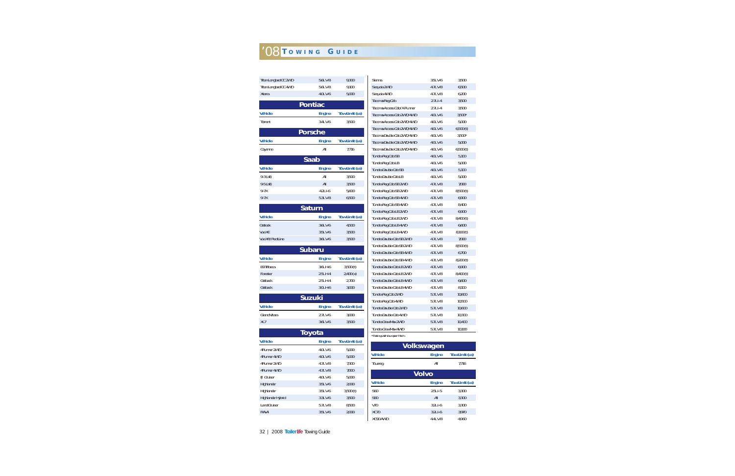# '08 Towing Guide

| Vehicle | Engine | Tow Limit (lbs) |
|---|---|---|
| Titan LongbedCC 2WD | 5.6L V8 | 9300 |
| Titan LongbedCC 4WD | 5.6L V8 | 9100 |
| Xterra | 4.0L V6 | 5000 |

## Pontiac

| Vehicle | Engine | Tow Limit (lbs) |
|---|---|---|
| Torrent | 3.4L V6 | 3500 |

## Porsche

| Vehicle | Engine | Tow Limit (lbs) |
|---|---|---|
| Cayenne | All | 7716 |

## Saab

| Vehicle | Engine | Tow Limit (lbs) |
|---|---|---|
| 9-3 (all) | All | 3500 |
| 9-5 (all) | All | 3500 |
| 9-7X | 4.2L I-6 | 5600 |
| 9-7X | 5.3L V8 | 6500 |

## Saturn

| Vehicle | Engine | Tow Limit (lbs) |
|---|---|---|
| Outlook | 3.6L V6 | 4500 |
| Vue XE | 3.5L V6 | 3500 |
| Vue XR/Red Line | 3.6L V6 | 3500 |

## Subaru

| Vehicle | Engine | Tow Limit (lbs) |
|---|---|---|
| B9 Tribeca | 3.6L H6 | 3500 (t) |
| Forester | 2.5L H4 | 2400 (x) |
| Outback | 2.5L H4 | 2700 |
| Outback | 3.0L H6 | 3000 |

## Suzuki

| Vehicle | Engine | Tow Limit (lbs) |
|---|---|---|
| Grand Vitara | 2.7L V6 | 3000 |
| XL7 | 3.6L V6 | 3500 |

## Toyota

| Vehicle | Engine | Tow Limit (lbs) |
|---|---|---|
| 4Runner 2WD | 4.0L V6 | 5000 |
| 4Runner 4WD | 4.0L V6 | 5000 |
| 4Runner 2WD | 4.7L V8 | 7300 |
| 4Runner 4WD | 4.7L V8 | 7000 |
| FJ Cruiser | 4.0L V6 | 5000 |
| Highlander | 3.5L V6 | 2000 |
| Highlander | 3.5L V6 | 3500 (t) |
| Highlander Hybrid | 3.3L V6 | 3500 |
| Land Cruiser | 5.7L V8 | 8500 |
| RAV4 | 3.5L V6 | 2000 |
| Sienna | 3.5L V6 | 3500 |
| Sequoia 2WD | 4.7L V8 | 6500 |
| Sequoia 4WD | 4.7L V8 | 6200 |
| Tacoma Reg Cab | 2.7L I-4 | 3500 |
| Tacoma Access Cab/X-Runner | 2.7L I-4 | 3500 |
| Tacoma Access Cab 2WD/4WD | 4.0L V6 | 3500* |
| Tacoma Access Cab 2WD/4WD | 4.0L V6 | 5000 |
| Tacoma Access Cab 2WD/4WD | 4.0L V6 | 6500 (t) |
| Tacoma Double Cab 2WD/4WD | 4.0L V6 | 3500* |
| Tacoma Double Cab 2WD/4WD | 4.0L V6 | 5000 |
| Tacoma Double Cab 2WD/4WD | 4.0L V6 | 6500 (t) |
| Tundra Reg Cab SB | 4.0L V6 | 5100 |
| Tundra Reg Cab LB | 4.0L V6 | 5000 |
| Tundra Double Cab SB | 4.0L V6 | 5100 |
| Tundra Double Cab LB | 4.0L V6 | 5000 |
| Tundra Reg Cab SB 2WD | 4.7L V8 | 7000 |
| Tundra Reg Cab SB 2WD | 4.7L V8 | 8500 (t) |
| Tundra Reg Cab SB 4WD | 4.7L V8 | 6900 |
| Tundra Reg Cab SB 4WD | 4.7L V8 | 8400 |
| Tundra Reg Cab LB 2WD | 4.7L V8 | 6900 |
| Tundra Reg Cab LB 2WD | 4.7L V8 | 8400 (t) |
| Tundra Reg Cab LB 4WD | 4.7L V8 | 6600 |
| Tundra Reg Cab LB 4WD | 4.7L V8 | 8100 (t) |
| Tundra Double Cab SB 2WD | 4.7L V8 | 7000 |
| Tundra Double Cab SB 2WD | 4.7L V8 | 8500 (t) |
| Tundra Double Cab SB 4WD | 4.7L V8 | 6700 |
| Tundra Double Cab SB 4WD | 4.7L V8 | 8200 (t) |
| Tundra Double Cab LB 2WD | 4.7L V8 | 6900 |
| Tundra Double Cab LB 2WD | 4.7L V8 | 8400 (t) |
| Tundra Double Cab LB 4WD | 4.7L V8 | 6600 |
| Tundra Double Cab LB 4WD | 4.7L V8 | 8100 |
| Tundra Reg Cab 2WD | 5.7L V8 | 10800 |
| Tundra Reg Cab 4WD | 5.7L V8 | 10500 |
| Tundra Double Cab 2WD | 5.7L V8 | 10600 |
| Tundra Double Cab 4WD | 5.7L V8 | 10300 |
| Tundra CrewMax 2WD | 5.7L V8 | 10400 |
| Tundra CrewMax 4WD | 5.7L V8 | 10100 |

*Rating with bumper hitch

## Volkswagen

| Vehicle | Engine | Tow Limit (lbs) |
|---|---|---|
| Touareg | All | 7716 |

## Volvo

| Vehicle | Engine | Tow Limit (lbs) |
|---|---|---|
| S60 | 2.5L I-5 | 3300 |
| S80 | All | 3300 |
| V70 | 3.2L I-6 | 3300 |
| XC70 | 3.2L I-6 | 3970 |
| XC90 AWD | 4.4L V8 | 4960 |